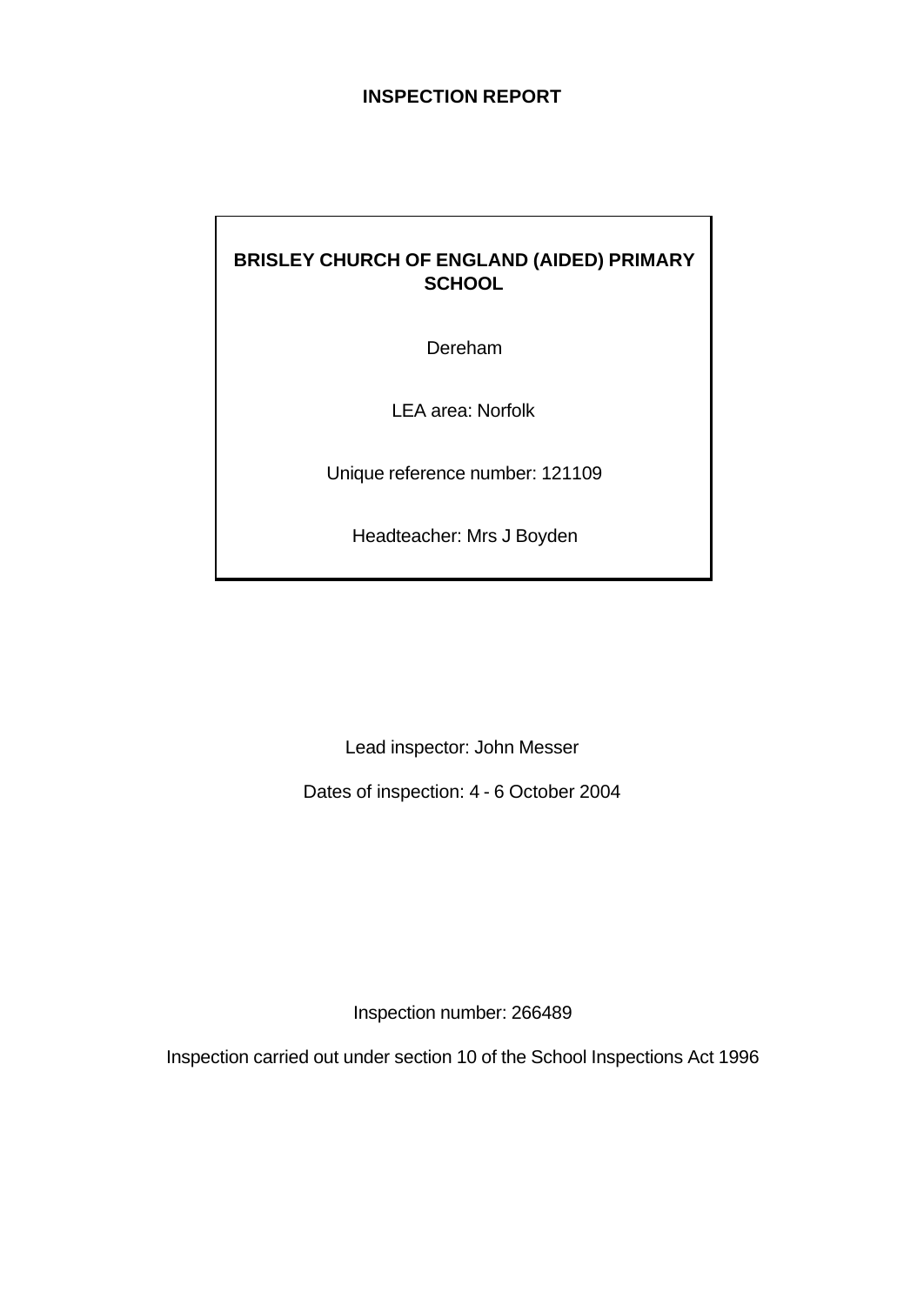# INSPECTION REPORT

**BRISLEY CHURCH OF ENGLAND (AIDED) PRIMARY SCHOOL**

Dereham

LEA area: Norfolk

Unique reference number: 121109

Headteacher: Mrs J Boyden

Lead inspector: John Messer

Dates of inspection: 4 - 6 October 2004

Inspection number: 266489

Inspection carried out under section 10 of the School Inspections Act 1996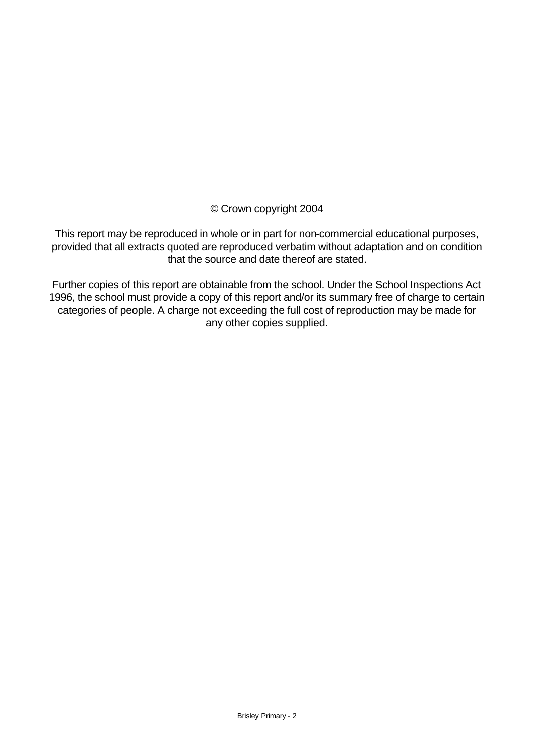© Crown copyright 2004

This report may be reproduced in whole or in part for non-commercial educational purposes, provided that all extracts quoted are reproduced verbatim without adaptation and on condition that the source and date thereof are stated.

Further copies of this report are obtainable from the school. Under the School Inspections Act 1996, the school must provide a copy of this report and/or its summary free of charge to certain categories of people. A charge not exceeding the full cost of reproduction may be made for any other copies supplied.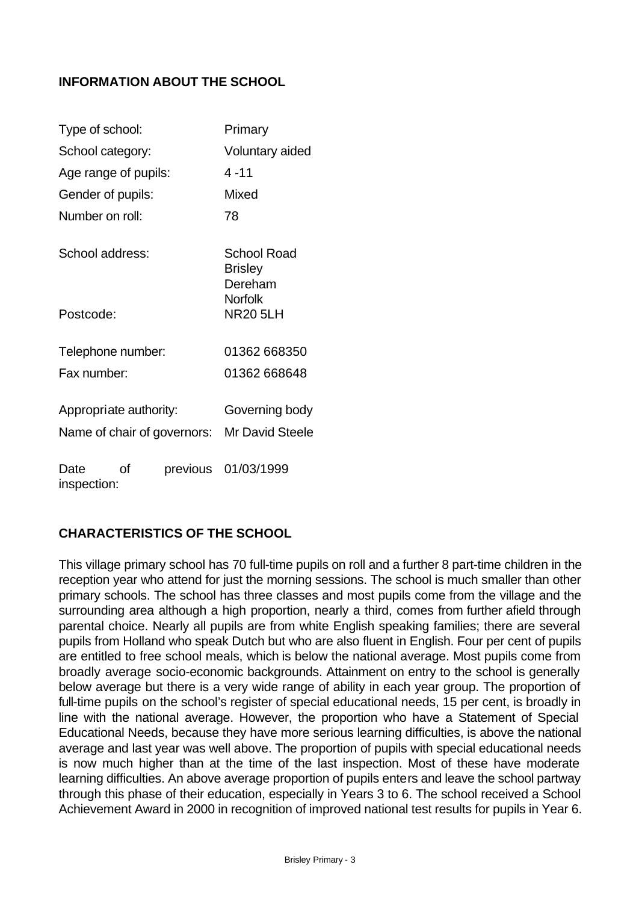## INFORMATION ABOUT THE SCHOOL

| | |
|---|---|
| Type of school: | Primary |
| School category: | Voluntary aided |
| Age range of pupils: | 4 -11 |
| Gender of pupils: | Mixed |
| Number on roll: | 78 |
| School address: | School Road<br>Brisley<br>Dereham<br>Norfolk |
| Postcode: | NR20 5LH |
| Telephone number: | 01362 668350 |
| Fax number: | 01362 668648 |
| Appropriate authority: | Governing body |
| Name of chair of governors: | Mr David Steele |
| Date of previous inspection: | 01/03/1999 |

## CHARACTERISTICS OF THE SCHOOL

This village primary school has 70 full-time pupils on roll and a further 8 part-time children in the reception year who attend for just the morning sessions. The school is much smaller than other primary schools. The school has three classes and most pupils come from the village and the surrounding area although a high proportion, nearly a third, comes from further afield through parental choice. Nearly all pupils are from white English speaking families; there are several pupils from Holland who speak Dutch but who are also fluent in English. Four per cent of pupils are entitled to free school meals, which is below the national average. Most pupils come from broadly average socio-economic backgrounds. Attainment on entry to the school is generally below average but there is a very wide range of ability in each year group. The proportion of full-time pupils on the school's register of special educational needs, 15 per cent, is broadly in line with the national average. However, the proportion who have a Statement of Special Educational Needs, because they have more serious learning difficulties, is above the national average and last year was well above. The proportion of pupils with special educational needs is now much higher than at the time of the last inspection. Most of these have moderate learning difficulties. An above average proportion of pupils enters and leave the school partway through this phase of their education, especially in Years 3 to 6. The school received a School Achievement Award in 2000 in recognition of improved national test results for pupils in Year 6.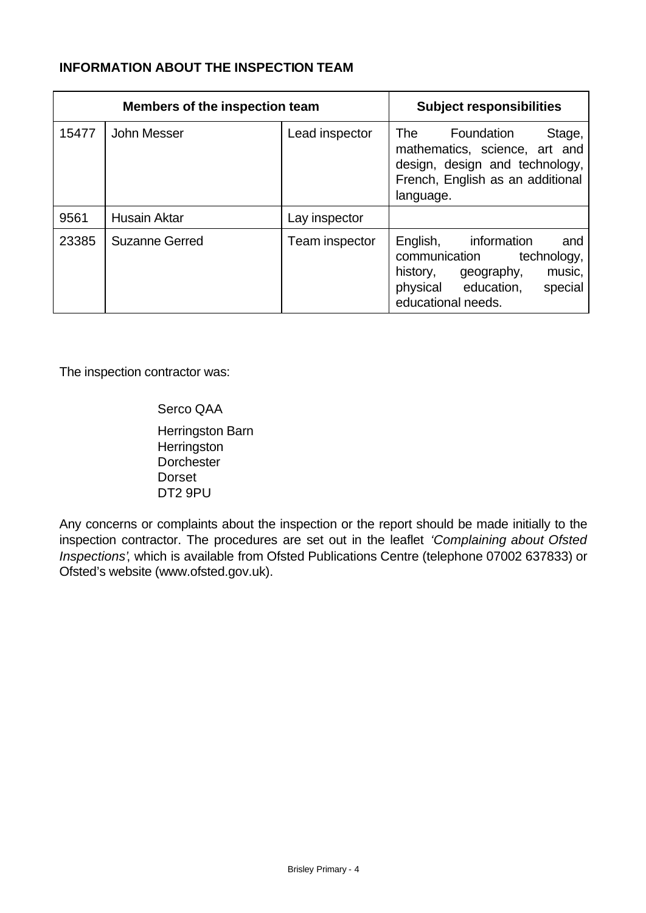**INFORMATION ABOUT THE INSPECTION TEAM**

| Members of the inspection team | | | Subject responsibilities |
|---|---|---|---|
| 15477 | John Messer | Lead inspector | The Foundation Stage, mathematics, science, art and design, design and technology, French, English as an additional language. |
| 9561 | Husain Aktar | Lay inspector | |
| 23385 | Suzanne Gerred | Team inspector | English, information and communication technology, history, geography, music, physical education, special educational needs. |

The inspection contractor was:

Serco QAA

Herringston Barn
Herringston
Dorchester
Dorset
DT2 9PU

Any concerns or complaints about the inspection or the report should be made initially to the inspection contractor. The procedures are set out in the leaflet *'Complaining about Ofsted Inspections'*, which is available from Ofsted Publications Centre (telephone 07002 637833) or Ofsted's website (www.ofsted.gov.uk).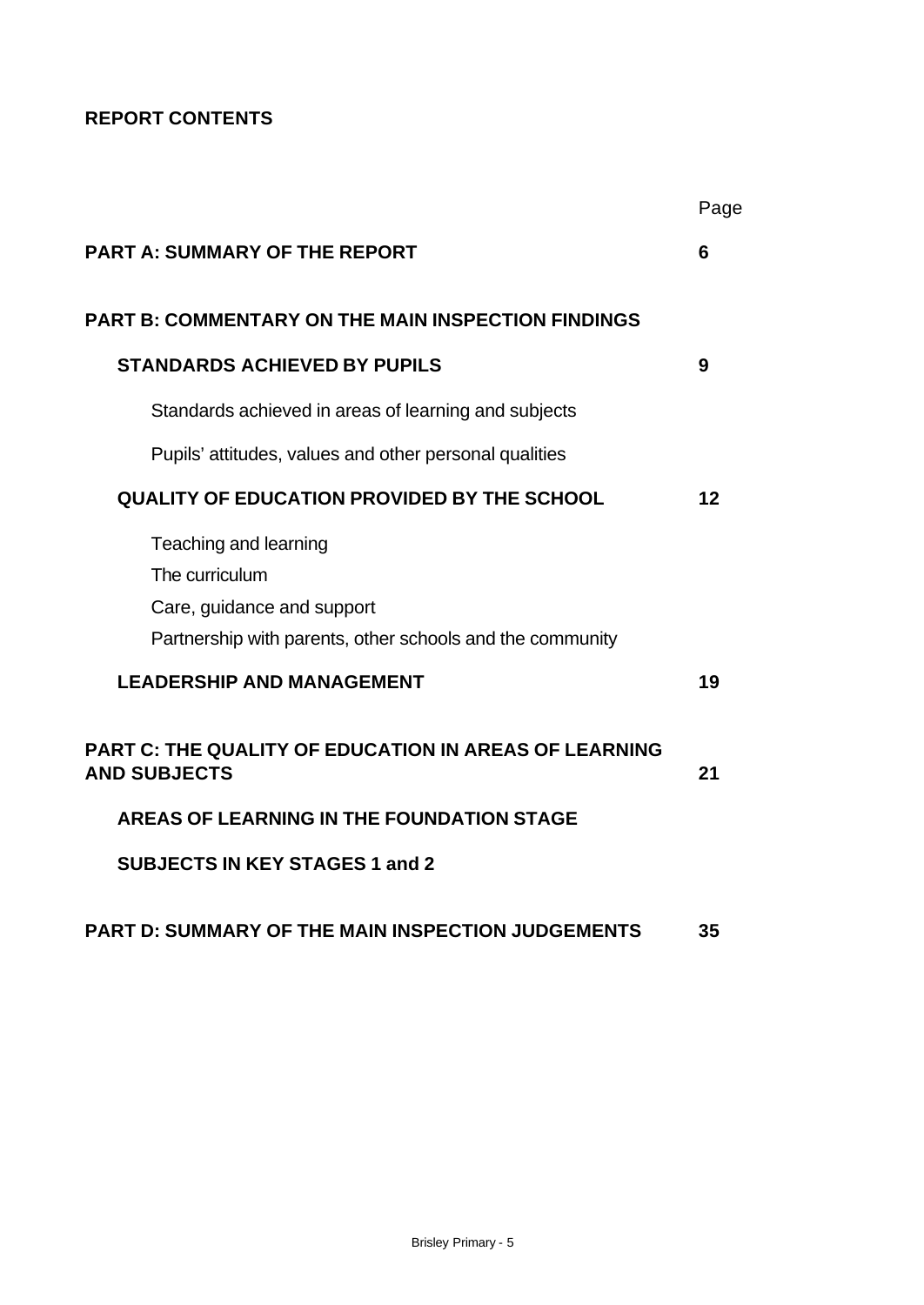## REPORT CONTENTS

| | Page |
|---|---|
| **PART A: SUMMARY OF THE REPORT** | **6** |
| **PART B: COMMENTARY ON THE MAIN INSPECTION FINDINGS** | |
| **STANDARDS ACHIEVED BY PUPILS** | **9** |
| Standards achieved in areas of learning and subjects | |
| Pupils' attitudes, values and other personal qualities | |
| **QUALITY OF EDUCATION PROVIDED BY THE SCHOOL** | **12** |
| Teaching and learning<br>The curriculum<br>Care, guidance and support<br>Partnership with parents, other schools and the community | |
| **LEADERSHIP AND MANAGEMENT** | **19** |
| **PART C: THE QUALITY OF EDUCATION IN AREAS OF LEARNING AND SUBJECTS** | **21** |
| **AREAS OF LEARNING IN THE FOUNDATION STAGE** | |
| **SUBJECTS IN KEY STAGES 1 and 2** | |
| **PART D: SUMMARY OF THE MAIN INSPECTION JUDGEMENTS** | **35** |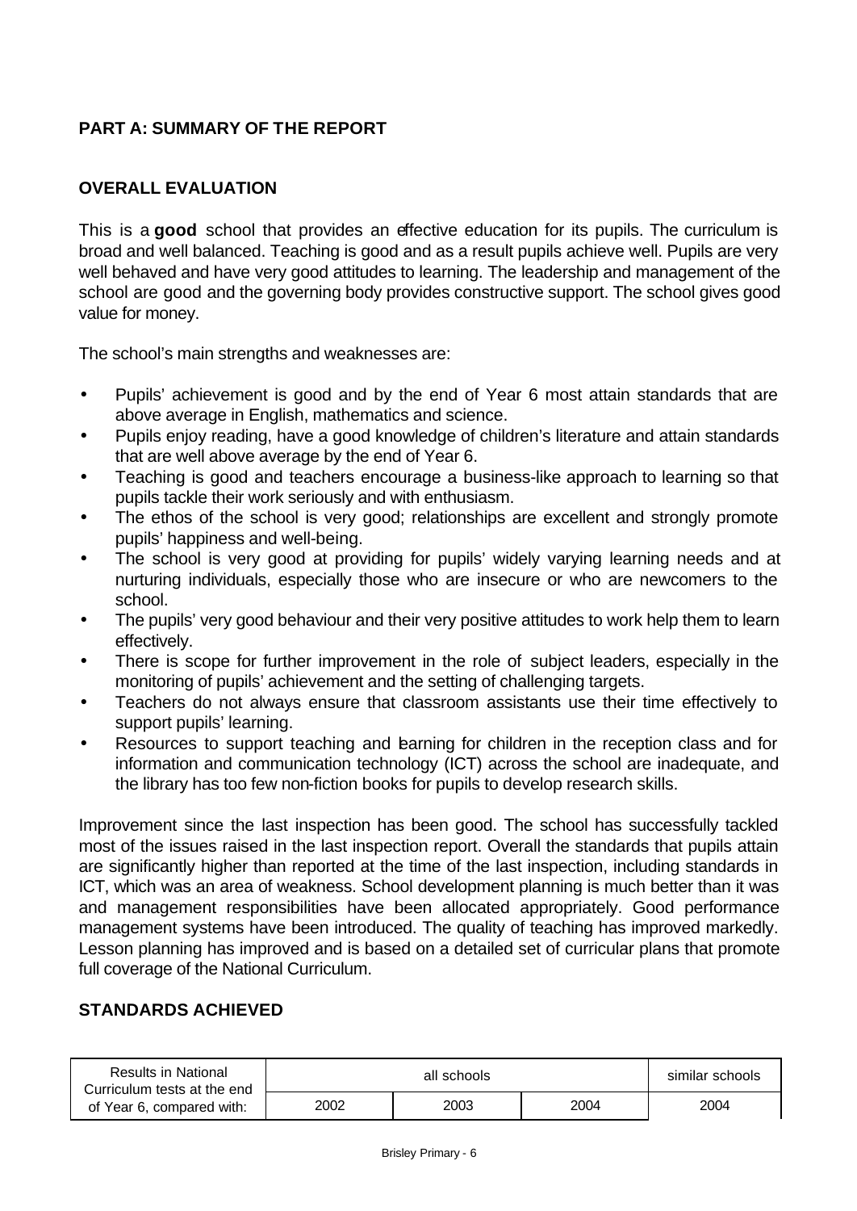## PART A: SUMMARY OF THE REPORT

### OVERALL EVALUATION

This is a **good** school that provides an effective education for its pupils. The curriculum is broad and well balanced. Teaching is good and as a result pupils achieve well. Pupils are very well behaved and have very good attitudes to learning. The leadership and management of the school are good and the governing body provides constructive support. The school gives good value for money.

The school's main strengths and weaknesses are:

- Pupils' achievement is good and by the end of Year 6 most attain standards that are above average in English, mathematics and science.
- Pupils enjoy reading, have a good knowledge of children's literature and attain standards that are well above average by the end of Year 6.
- Teaching is good and teachers encourage a business-like approach to learning so that pupils tackle their work seriously and with enthusiasm.
- The ethos of the school is very good; relationships are excellent and strongly promote pupils' happiness and well-being.
- The school is very good at providing for pupils' widely varying learning needs and at nurturing individuals, especially those who are insecure or who are newcomers to the school.
- The pupils' very good behaviour and their very positive attitudes to work help them to learn effectively.
- There is scope for further improvement in the role of subject leaders, especially in the monitoring of pupils' achievement and the setting of challenging targets.
- Teachers do not always ensure that classroom assistants use their time effectively to support pupils' learning.
- Resources to support teaching and learning for children in the reception class and for information and communication technology (ICT) across the school are inadequate, and the library has too few non-fiction books for pupils to develop research skills.

Improvement since the last inspection has been good. The school has successfully tackled most of the issues raised in the last inspection report. Overall the standards that pupils attain are significantly higher than reported at the time of the last inspection, including standards in ICT, which was an area of weakness. School development planning is much better than it was and management responsibilities have been allocated appropriately. Good performance management systems have been introduced. The quality of teaching has improved markedly. Lesson planning has improved and is based on a detailed set of curricular plans that promote full coverage of the National Curriculum.

### STANDARDS ACHIEVED

| Results in National Curriculum tests at the end of Year 6, compared with: | all schools | | | similar schools |
|---|---|---|---|---|
| | 2002 | 2003 | 2004 | 2004 |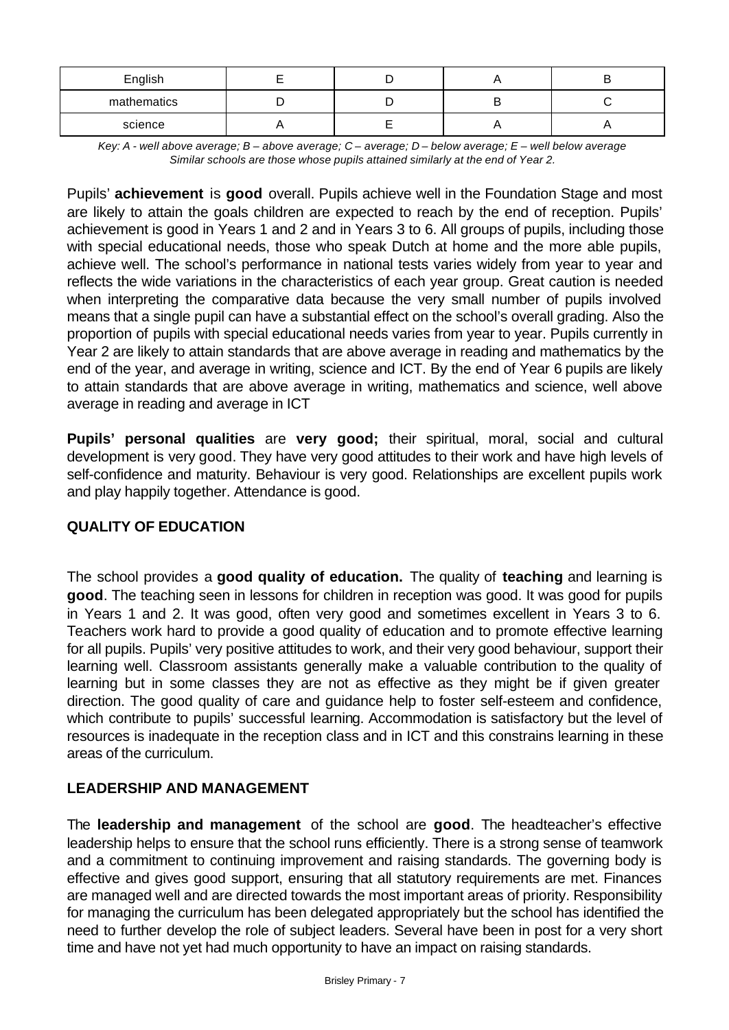| English | E | D | A | B |
|---|---|---|---|---|
| mathematics | D | D | B | C |
| science | A | E | A | A |

*Key: A - well above average; B – above average; C – average; D – below average; E – well below average*
*Similar schools are those whose pupils attained similarly at the end of Year 2.*

Pupils' **achievement** is **good** overall. Pupils achieve well in the Foundation Stage and most are likely to attain the goals children are expected to reach by the end of reception. Pupils' achievement is good in Years 1 and 2 and in Years 3 to 6. All groups of pupils, including those with special educational needs, those who speak Dutch at home and the more able pupils, achieve well. The school's performance in national tests varies widely from year to year and reflects the wide variations in the characteristics of each year group. Great caution is needed when interpreting the comparative data because the very small number of pupils involved means that a single pupil can have a substantial effect on the school's overall grading. Also the proportion of pupils with special educational needs varies from year to year. Pupils currently in Year 2 are likely to attain standards that are above average in reading and mathematics by the end of the year, and average in writing, science and ICT. By the end of Year 6 pupils are likely to attain standards that are above average in writing, mathematics and science, well above average in reading and average in ICT

**Pupils' personal qualities** are **very good;** their spiritual, moral, social and cultural development is very good. They have very good attitudes to their work and have high levels of self-confidence and maturity. Behaviour is very good. Relationships are excellent pupils work and play happily together. Attendance is good.

## QUALITY OF EDUCATION

The school provides a **good quality of education.** The quality of **teaching** and learning is **good**. The teaching seen in lessons for children in reception was good. It was good for pupils in Years 1 and 2. It was good, often very good and sometimes excellent in Years 3 to 6. Teachers work hard to provide a good quality of education and to promote effective learning for all pupils. Pupils' very positive attitudes to work, and their very good behaviour, support their learning well. Classroom assistants generally make a valuable contribution to the quality of learning but in some classes they are not as effective as they might be if given greater direction. The good quality of care and guidance help to foster self-esteem and confidence, which contribute to pupils' successful learning. Accommodation is satisfactory but the level of resources is inadequate in the reception class and in ICT and this constrains learning in these areas of the curriculum.

## LEADERSHIP AND MANAGEMENT

The **leadership and management** of the school are **good**. The headteacher's effective leadership helps to ensure that the school runs efficiently. There is a strong sense of teamwork and a commitment to continuing improvement and raising standards. The governing body is effective and gives good support, ensuring that all statutory requirements are met. Finances are managed well and are directed towards the most important areas of priority. Responsibility for managing the curriculum has been delegated appropriately but the school has identified the need to further develop the role of subject leaders. Several have been in post for a very short time and have not yet had much opportunity to have an impact on raising standards.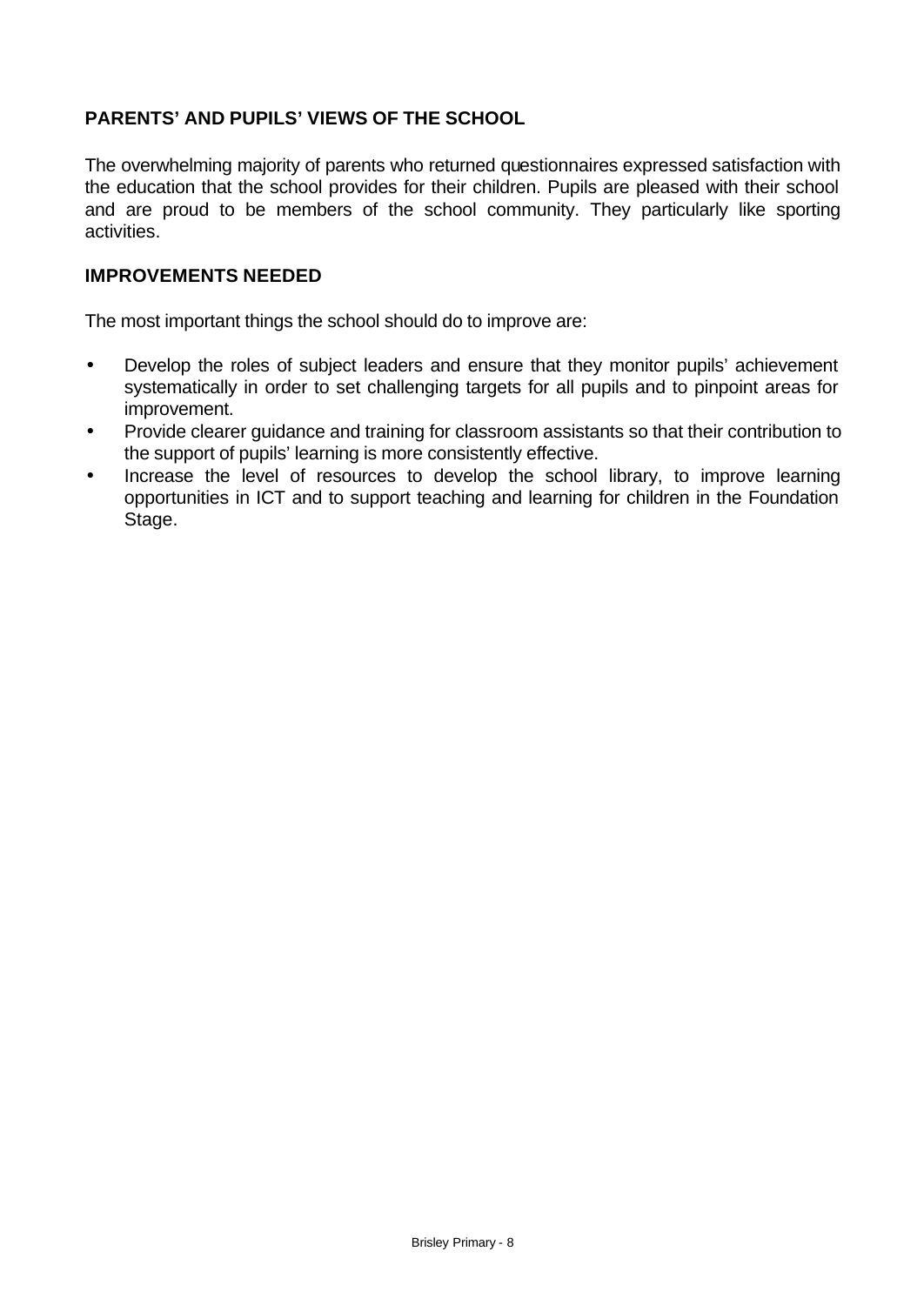## PARENTS' AND PUPILS' VIEWS OF THE SCHOOL

The overwhelming majority of parents who returned questionnaires expressed satisfaction with the education that the school provides for their children. Pupils are pleased with their school and are proud to be members of the school community. They particularly like sporting activities.

## IMPROVEMENTS NEEDED

The most important things the school should do to improve are:

- Develop the roles of subject leaders and ensure that they monitor pupils' achievement systematically in order to set challenging targets for all pupils and to pinpoint areas for improvement.
- Provide clearer guidance and training for classroom assistants so that their contribution to the support of pupils' learning is more consistently effective.
- Increase the level of resources to develop the school library, to improve learning opportunities in ICT and to support teaching and learning for children in the Foundation Stage.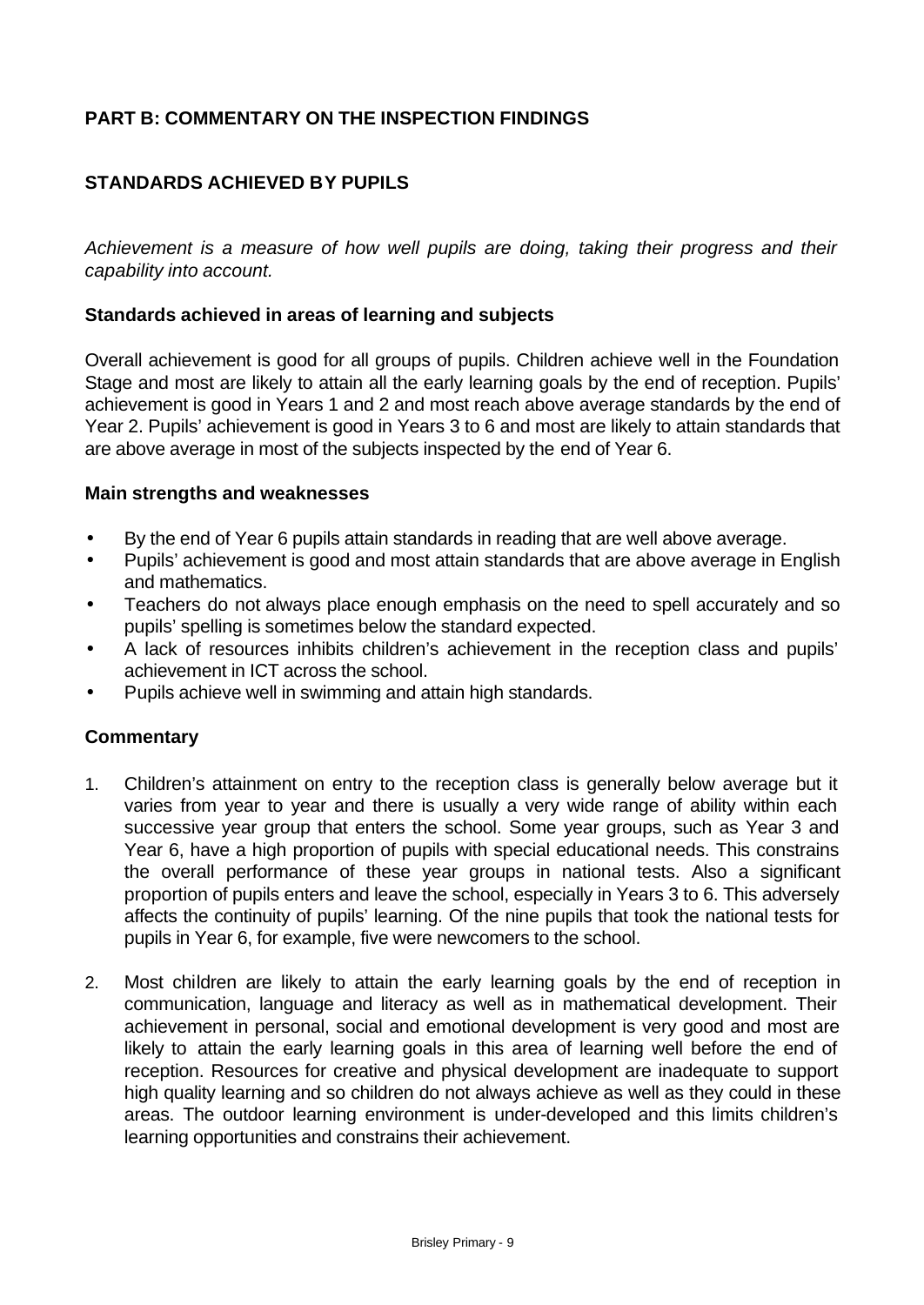## PART B: COMMENTARY ON THE INSPECTION FINDINGS

## STANDARDS ACHIEVED BY PUPILS

*Achievement is a measure of how well pupils are doing, taking their progress and their capability into account.*

### Standards achieved in areas of learning and subjects

Overall achievement is good for all groups of pupils. Children achieve well in the Foundation Stage and most are likely to attain all the early learning goals by the end of reception. Pupils' achievement is good in Years 1 and 2 and most reach above average standards by the end of Year 2. Pupils' achievement is good in Years 3 to 6 and most are likely to attain standards that are above average in most of the subjects inspected by the end of Year 6.

### Main strengths and weaknesses

- By the end of Year 6 pupils attain standards in reading that are well above average.
- Pupils' achievement is good and most attain standards that are above average in English and mathematics.
- Teachers do not always place enough emphasis on the need to spell accurately and so pupils' spelling is sometimes below the standard expected.
- A lack of resources inhibits children's achievement in the reception class and pupils' achievement in ICT across the school.
- Pupils achieve well in swimming and attain high standards.

### Commentary

1. Children's attainment on entry to the reception class is generally below average but it varies from year to year and there is usually a very wide range of ability within each successive year group that enters the school. Some year groups, such as Year 3 and Year 6, have a high proportion of pupils with special educational needs. This constrains the overall performance of these year groups in national tests. Also a significant proportion of pupils enters and leave the school, especially in Years 3 to 6. This adversely affects the continuity of pupils' learning. Of the nine pupils that took the national tests for pupils in Year 6, for example, five were newcomers to the school.

2. Most children are likely to attain the early learning goals by the end of reception in communication, language and literacy as well as in mathematical development. Their achievement in personal, social and emotional development is very good and most are likely to attain the early learning goals in this area of learning well before the end of reception. Resources for creative and physical development are inadequate to support high quality learning and so children do not always achieve as well as they could in these areas. The outdoor learning environment is under-developed and this limits children's learning opportunities and constrains their achievement.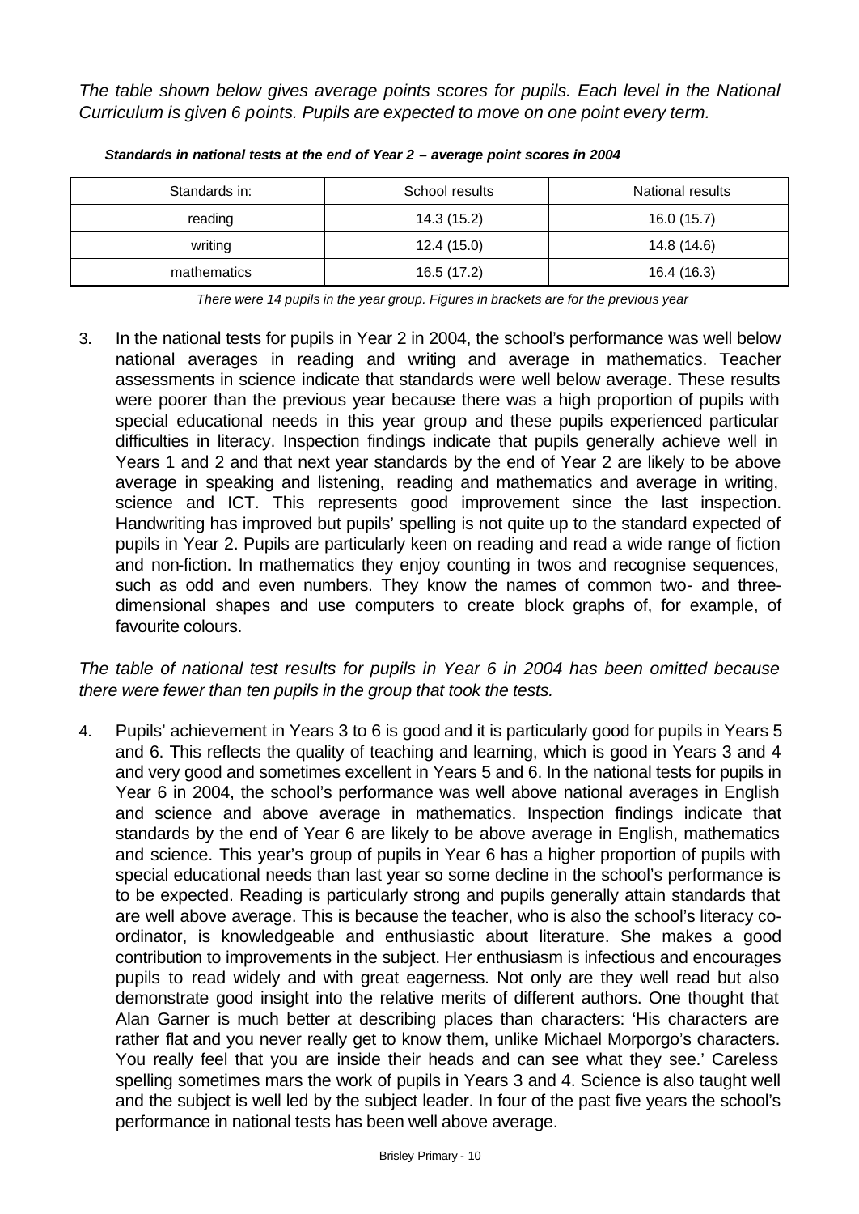*The table shown below gives average points scores for pupils. Each level in the National Curriculum is given 6 points. Pupils are expected to move on one point every term.*

***Standards in national tests at the end of Year 2 – average point scores in 2004***

| Standards in: | School results | National results |
|---|---|---|
| reading | 14.3 (15.2) | 16.0 (15.7) |
| writing | 12.4 (15.0) | 14.8 (14.6) |
| mathematics | 16.5 (17.2) | 16.4 (16.3) |

*There were 14 pupils in the year group. Figures in brackets are for the previous year*

3. In the national tests for pupils in Year 2 in 2004, the school's performance was well below national averages in reading and writing and average in mathematics. Teacher assessments in science indicate that standards were well below average. These results were poorer than the previous year because there was a high proportion of pupils with special educational needs in this year group and these pupils experienced particular difficulties in literacy. Inspection findings indicate that pupils generally achieve well in Years 1 and 2 and that next year standards by the end of Year 2 are likely to be above average in speaking and listening, reading and mathematics and average in writing, science and ICT. This represents good improvement since the last inspection. Handwriting has improved but pupils' spelling is not quite up to the standard expected of pupils in Year 2. Pupils are particularly keen on reading and read a wide range of fiction and non-fiction. In mathematics they enjoy counting in twos and recognise sequences, such as odd and even numbers. They know the names of common two- and three-dimensional shapes and use computers to create block graphs of, for example, of favourite colours.

*The table of national test results for pupils in Year 6 in 2004 has been omitted because there were fewer than ten pupils in the group that took the tests.*

4. Pupils' achievement in Years 3 to 6 is good and it is particularly good for pupils in Years 5 and 6. This reflects the quality of teaching and learning, which is good in Years 3 and 4 and very good and sometimes excellent in Years 5 and 6. In the national tests for pupils in Year 6 in 2004, the school's performance was well above national averages in English and science and above average in mathematics. Inspection findings indicate that standards by the end of Year 6 are likely to be above average in English, mathematics and science. This year's group of pupils in Year 6 has a higher proportion of pupils with special educational needs than last year so some decline in the school's performance is to be expected. Reading is particularly strong and pupils generally attain standards that are well above average. This is because the teacher, who is also the school's literacy co-ordinator, is knowledgeable and enthusiastic about literature. She makes a good contribution to improvements in the subject. Her enthusiasm is infectious and encourages pupils to read widely and with great eagerness. Not only are they well read but also demonstrate good insight into the relative merits of different authors. One thought that Alan Garner is much better at describing places than characters: 'His characters are rather flat and you never really get to know them, unlike Michael Morporgo's characters. You really feel that you are inside their heads and can see what they see.' Careless spelling sometimes mars the work of pupils in Years 3 and 4. Science is also taught well and the subject is well led by the subject leader. In four of the past five years the school's performance in national tests has been well above average.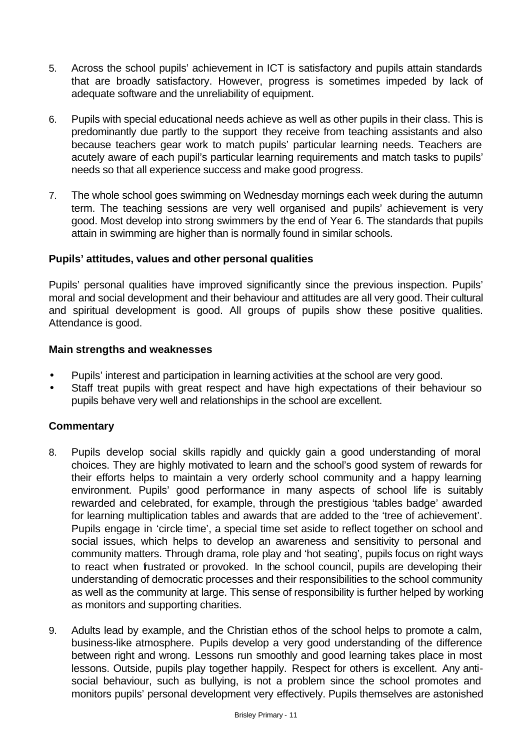5. Across the school pupils' achievement in ICT is satisfactory and pupils attain standards that are broadly satisfactory. However, progress is sometimes impeded by lack of adequate software and the unreliability of equipment.

6. Pupils with special educational needs achieve as well as other pupils in their class. This is predominantly due partly to the support they receive from teaching assistants and also because teachers gear work to match pupils' particular learning needs. Teachers are acutely aware of each pupil's particular learning requirements and match tasks to pupils' needs so that all experience success and make good progress.

7. The whole school goes swimming on Wednesday mornings each week during the autumn term. The teaching sessions are very well organised and pupils' achievement is very good. Most develop into strong swimmers by the end of Year 6. The standards that pupils attain in swimming are higher than is normally found in similar schools.

**Pupils' attitudes, values and other personal qualities**

Pupils' personal qualities have improved significantly since the previous inspection. Pupils' moral and social development and their behaviour and attitudes are all very good. Their cultural and spiritual development is good. All groups of pupils show these positive qualities. Attendance is good.

**Main strengths and weaknesses**

- Pupils' interest and participation in learning activities at the school are very good.
- Staff treat pupils with great respect and have high expectations of their behaviour so pupils behave very well and relationships in the school are excellent.

**Commentary**

8. Pupils develop social skills rapidly and quickly gain a good understanding of moral choices. They are highly motivated to learn and the school's good system of rewards for their efforts helps to maintain a very orderly school community and a happy learning environment. Pupils' good performance in many aspects of school life is suitably rewarded and celebrated, for example, through the prestigious 'tables badge' awarded for learning multiplication tables and awards that are added to the 'tree of achievement'. Pupils engage in 'circle time', a special time set aside to reflect together on school and social issues, which helps to develop an awareness and sensitivity to personal and community matters. Through drama, role play and 'hot seating', pupils focus on right ways to react when frustrated or provoked. In the school council, pupils are developing their understanding of democratic processes and their responsibilities to the school community as well as the community at large. This sense of responsibility is further helped by working as monitors and supporting charities.

9. Adults lead by example, and the Christian ethos of the school helps to promote a calm, business-like atmosphere. Pupils develop a very good understanding of the difference between right and wrong. Lessons run smoothly and good learning takes place in most lessons. Outside, pupils play together happily. Respect for others is excellent. Any anti-social behaviour, such as bullying, is not a problem since the school promotes and monitors pupils' personal development very effectively. Pupils themselves are astonished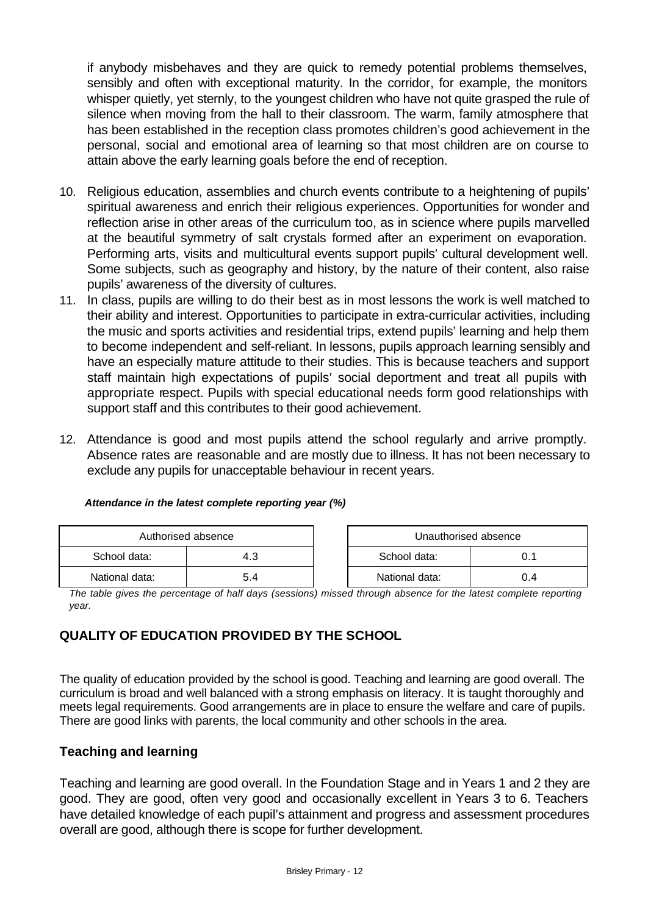if anybody misbehaves and they are quick to remedy potential problems themselves, sensibly and often with exceptional maturity. In the corridor, for example, the monitors whisper quietly, yet sternly, to the youngest children who have not quite grasped the rule of silence when moving from the hall to their classroom. The warm, family atmosphere that has been established in the reception class promotes children's good achievement in the personal, social and emotional area of learning so that most children are on course to attain above the early learning goals before the end of reception.

10. Religious education, assemblies and church events contribute to a heightening of pupils' spiritual awareness and enrich their religious experiences. Opportunities for wonder and reflection arise in other areas of the curriculum too, as in science where pupils marvelled at the beautiful symmetry of salt crystals formed after an experiment on evaporation. Performing arts, visits and multicultural events support pupils' cultural development well. Some subjects, such as geography and history, by the nature of their content, also raise pupils' awareness of the diversity of cultures.
11. In class, pupils are willing to do their best as in most lessons the work is well matched to their ability and interest. Opportunities to participate in extra-curricular activities, including the music and sports activities and residential trips, extend pupils' learning and help them to become independent and self-reliant. In lessons, pupils approach learning sensibly and have an especially mature attitude to their studies. This is because teachers and support staff maintain high expectations of pupils' social deportment and treat all pupils with appropriate respect. Pupils with special educational needs form good relationships with support staff and this contributes to their good achievement.
12. Attendance is good and most pupils attend the school regularly and arrive promptly. Absence rates are reasonable and are mostly due to illness. It has not been necessary to exclude any pupils for unacceptable behaviour in recent years.

***Attendance in the latest complete reporting year (%)***

| Authorised absence | |
|---|---|
| School data: | 4.3 |
| National data: | 5.4 |

| Unauthorised absence | |
|---|---|
| School data: | 0.1 |
| National data: | 0.4 |

*The table gives the percentage of half days (sessions) missed through absence for the latest complete reporting year.*

## QUALITY OF EDUCATION PROVIDED BY THE SCHOOL

The quality of education provided by the school is good. Teaching and learning are good overall. The curriculum is broad and well balanced with a strong emphasis on literacy. It is taught thoroughly and meets legal requirements. Good arrangements are in place to ensure the welfare and care of pupils. There are good links with parents, the local community and other schools in the area.

### Teaching and learning

Teaching and learning are good overall. In the Foundation Stage and in Years 1 and 2 they are good. They are good, often very good and occasionally excellent in Years 3 to 6. Teachers have detailed knowledge of each pupil's attainment and progress and assessment procedures overall are good, although there is scope for further development.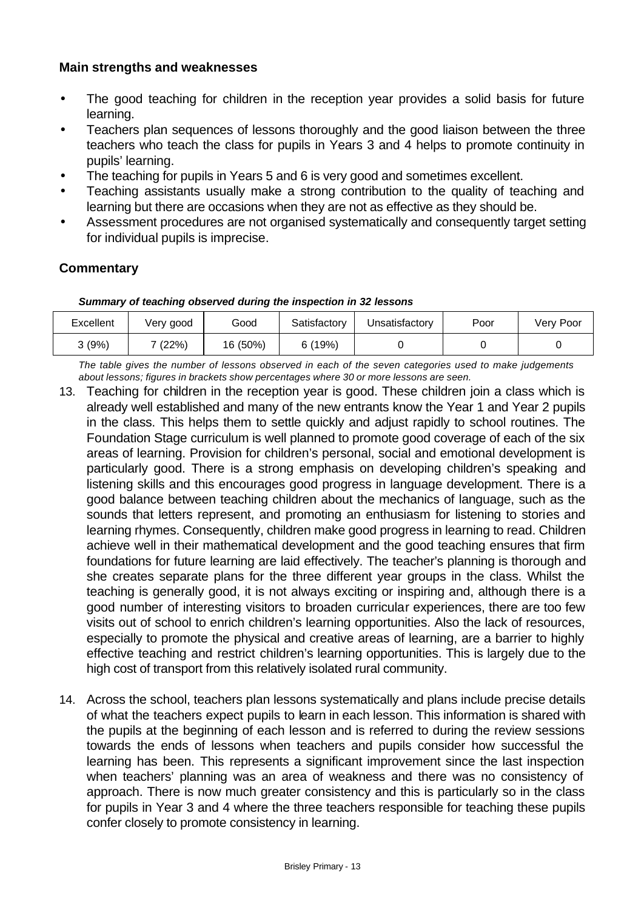### Main strengths and weaknesses

- The good teaching for children in the reception year provides a solid basis for future learning.
- Teachers plan sequences of lessons thoroughly and the good liaison between the three teachers who teach the class for pupils in Years 3 and 4 helps to promote continuity in pupils' learning.
- The teaching for pupils in Years 5 and 6 is very good and sometimes excellent.
- Teaching assistants usually make a strong contribution to the quality of teaching and learning but there are occasions when they are not as effective as they should be.
- Assessment procedures are not organised systematically and consequently target setting for individual pupils is imprecise.

### Commentary

***Summary of teaching observed during the inspection in 32 lessons***

| Excellent | Very good | Good | Satisfactory | Unsatisfactory | Poor | Very Poor |
|---|---|---|---|---|---|---|
| 3 (9%) | 7 (22%) | 16 (50%) | 6 (19%) | 0 | 0 | 0 |

*The table gives the number of lessons observed in each of the seven categories used to make judgements about lessons; figures in brackets show percentages where 30 or more lessons are seen.*

13. Teaching for children in the reception year is good. These children join a class which is already well established and many of the new entrants know the Year 1 and Year 2 pupils in the class. This helps them to settle quickly and adjust rapidly to school routines. The Foundation Stage curriculum is well planned to promote good coverage of each of the six areas of learning. Provision for children's personal, social and emotional development is particularly good. There is a strong emphasis on developing children's speaking and listening skills and this encourages good progress in language development. There is a good balance between teaching children about the mechanics of language, such as the sounds that letters represent, and promoting an enthusiasm for listening to stories and learning rhymes. Consequently, children make good progress in learning to read. Children achieve well in their mathematical development and the good teaching ensures that firm foundations for future learning are laid effectively. The teacher's planning is thorough and she creates separate plans for the three different year groups in the class. Whilst the teaching is generally good, it is not always exciting or inspiring and, although there is a good number of interesting visitors to broaden curricular experiences, there are too few visits out of school to enrich children's learning opportunities. Also the lack of resources, especially to promote the physical and creative areas of learning, are a barrier to highly effective teaching and restrict children's learning opportunities. This is largely due to the high cost of transport from this relatively isolated rural community.

14. Across the school, teachers plan lessons systematically and plans include precise details of what the teachers expect pupils to learn in each lesson. This information is shared with the pupils at the beginning of each lesson and is referred to during the review sessions towards the ends of lessons when teachers and pupils consider how successful the learning has been. This represents a significant improvement since the last inspection when teachers' planning was an area of weakness and there was no consistency of approach. There is now much greater consistency and this is particularly so in the class for pupils in Year 3 and 4 where the three teachers responsible for teaching these pupils confer closely to promote consistency in learning.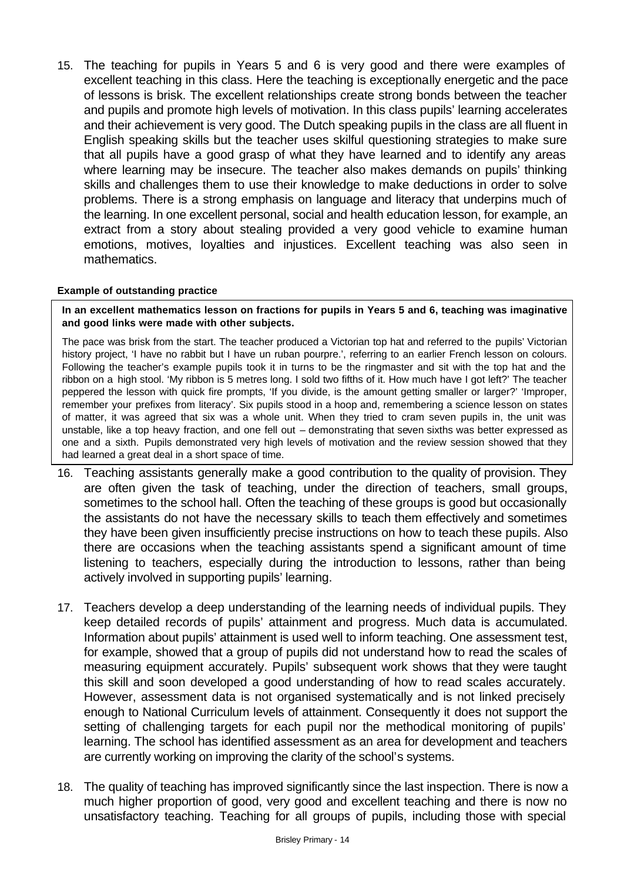15. The teaching for pupils in Years 5 and 6 is very good and there were examples of excellent teaching in this class. Here the teaching is exceptionally energetic and the pace of lessons is brisk. The excellent relationships create strong bonds between the teacher and pupils and promote high levels of motivation. In this class pupils' learning accelerates and their achievement is very good. The Dutch speaking pupils in the class are all fluent in English speaking skills but the teacher uses skilful questioning strategies to make sure that all pupils have a good grasp of what they have learned and to identify any areas where learning may be insecure. The teacher also makes demands on pupils' thinking skills and challenges them to use their knowledge to make deductions in order to solve problems. There is a strong emphasis on language and literacy that underpins much of the learning. In one excellent personal, social and health education lesson, for example, an extract from a story about stealing provided a very good vehicle to examine human emotions, motives, loyalties and injustices. Excellent teaching was also seen in mathematics.

**Example of outstanding practice**

**In an excellent mathematics lesson on fractions for pupils in Years 5 and 6, teaching was imaginative and good links were made with other subjects.**

The pace was brisk from the start. The teacher produced a Victorian top hat and referred to the pupils' Victorian history project, 'I have no rabbit but I have un ruban pourpre.', referring to an earlier French lesson on colours. Following the teacher's example pupils took it in turns to be the ringmaster and sit with the top hat and the ribbon on a high stool. 'My ribbon is 5 metres long. I sold two fifths of it. How much have I got left?' The teacher peppered the lesson with quick fire prompts, 'If you divide, is the amount getting smaller or larger?' 'Improper, remember your prefixes from literacy'. Six pupils stood in a hoop and, remembering a science lesson on states of matter, it was agreed that six was a whole unit. When they tried to cram seven pupils in, the unit was unstable, like a top heavy fraction, and one fell out – demonstrating that seven sixths was better expressed as one and a sixth. Pupils demonstrated very high levels of motivation and the review session showed that they had learned a great deal in a short space of time.

16. Teaching assistants generally make a good contribution to the quality of provision. They are often given the task of teaching, under the direction of teachers, small groups, sometimes to the school hall. Often the teaching of these groups is good but occasionally the assistants do not have the necessary skills to teach them effectively and sometimes they have been given insufficiently precise instructions on how to teach these pupils. Also there are occasions when the teaching assistants spend a significant amount of time listening to teachers, especially during the introduction to lessons, rather than being actively involved in supporting pupils' learning.

17. Teachers develop a deep understanding of the learning needs of individual pupils. They keep detailed records of pupils' attainment and progress. Much data is accumulated. Information about pupils' attainment is used well to inform teaching. One assessment test, for example, showed that a group of pupils did not understand how to read the scales of measuring equipment accurately. Pupils' subsequent work shows that they were taught this skill and soon developed a good understanding of how to read scales accurately. However, assessment data is not organised systematically and is not linked precisely enough to National Curriculum levels of attainment. Consequently it does not support the setting of challenging targets for each pupil nor the methodical monitoring of pupils' learning. The school has identified assessment as an area for development and teachers are currently working on improving the clarity of the school's systems.

18. The quality of teaching has improved significantly since the last inspection. There is now a much higher proportion of good, very good and excellent teaching and there is now no unsatisfactory teaching. Teaching for all groups of pupils, including those with special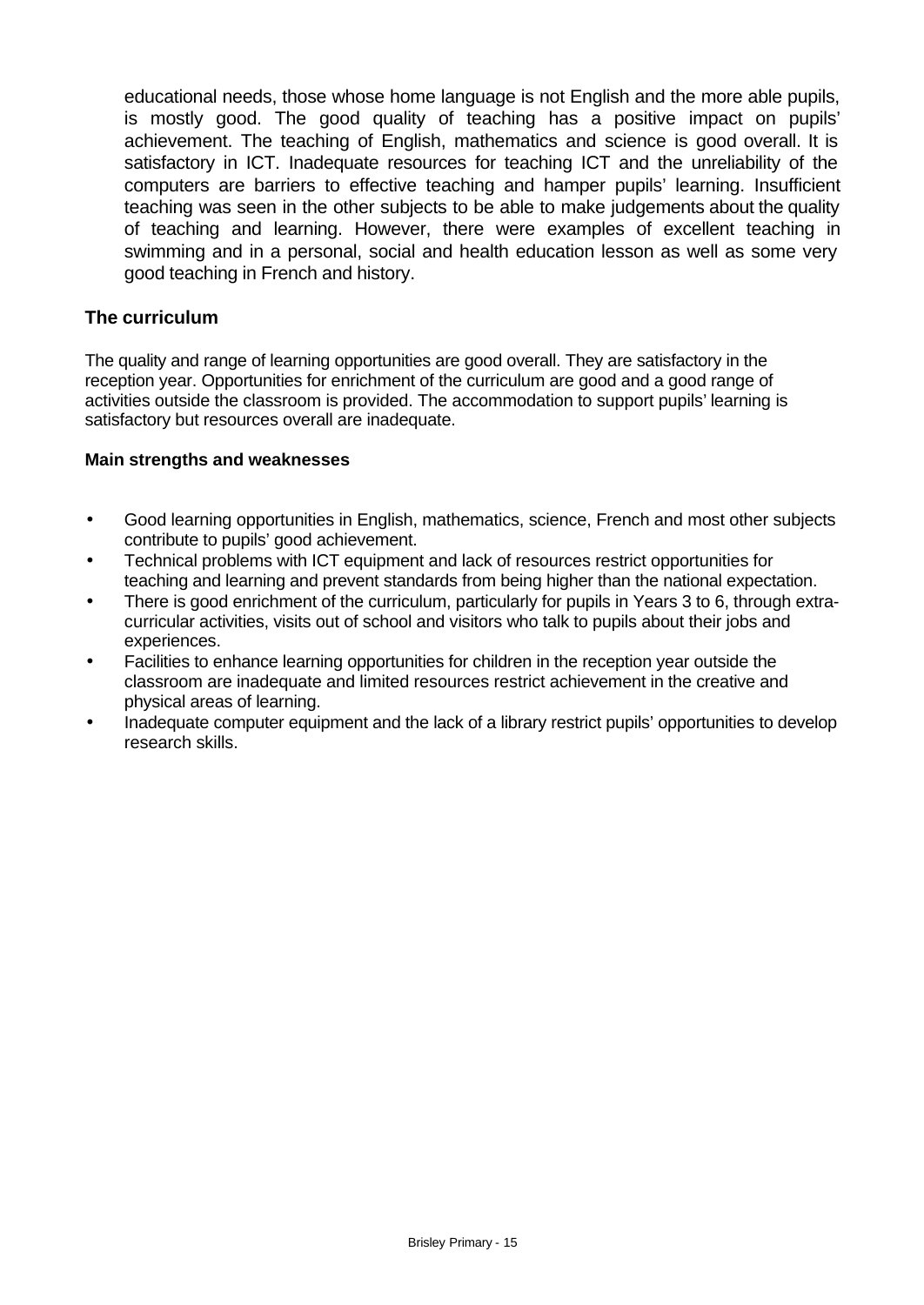educational needs, those whose home language is not English and the more able pupils, is mostly good. The good quality of teaching has a positive impact on pupils' achievement. The teaching of English, mathematics and science is good overall. It is satisfactory in ICT. Inadequate resources for teaching ICT and the unreliability of the computers are barriers to effective teaching and hamper pupils' learning. Insufficient teaching was seen in the other subjects to be able to make judgements about the quality of teaching and learning. However, there were examples of excellent teaching in swimming and in a personal, social and health education lesson as well as some very good teaching in French and history.

### The curriculum

The quality and range of learning opportunities are good overall. They are satisfactory in the reception year. Opportunities for enrichment of the curriculum are good and a good range of activities outside the classroom is provided. The accommodation to support pupils' learning is satisfactory but resources overall are inadequate.

**Main strengths and weaknesses**

- Good learning opportunities in English, mathematics, science, French and most other subjects contribute to pupils' good achievement.
- Technical problems with ICT equipment and lack of resources restrict opportunities for teaching and learning and prevent standards from being higher than the national expectation.
- There is good enrichment of the curriculum, particularly for pupils in Years 3 to 6, through extra-curricular activities, visits out of school and visitors who talk to pupils about their jobs and experiences.
- Facilities to enhance learning opportunities for children in the reception year outside the classroom are inadequate and limited resources restrict achievement in the creative and physical areas of learning.
- Inadequate computer equipment and the lack of a library restrict pupils' opportunities to develop research skills.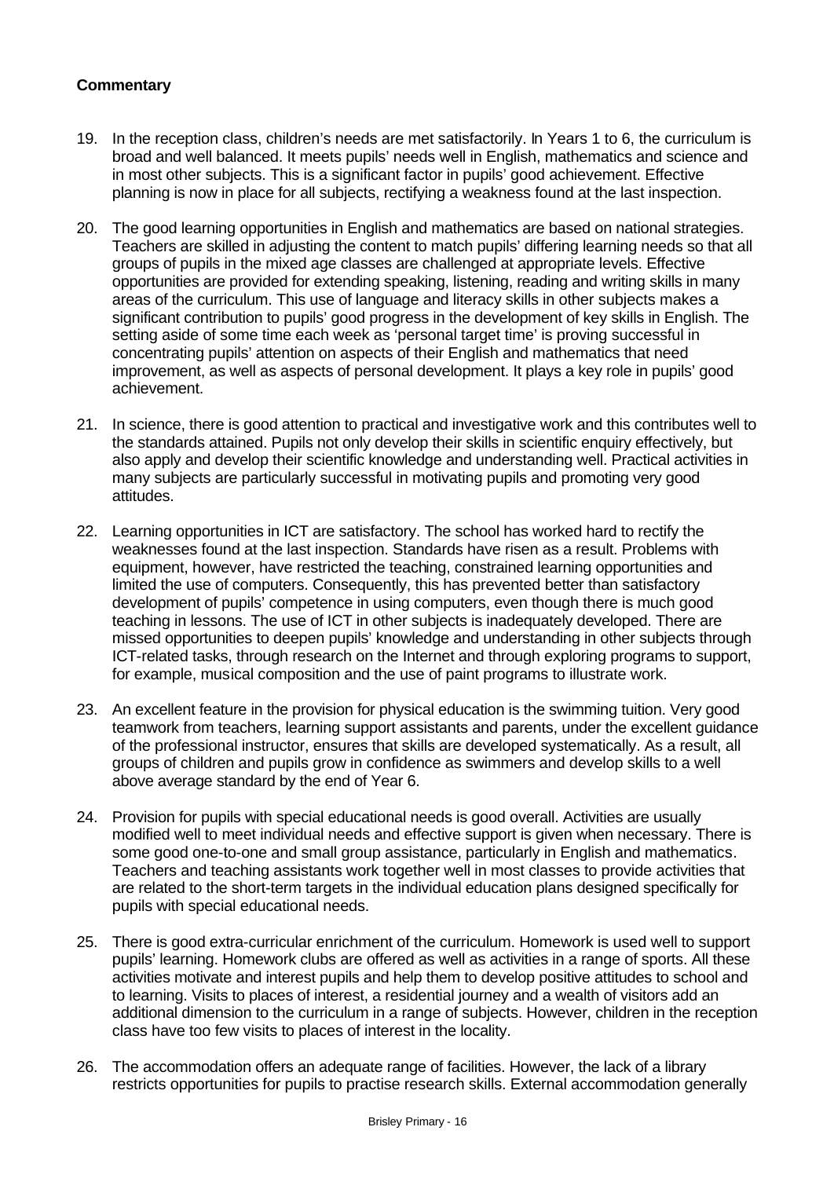**Commentary**

19. In the reception class, children's needs are met satisfactorily. In Years 1 to 6, the curriculum is broad and well balanced. It meets pupils' needs well in English, mathematics and science and in most other subjects. This is a significant factor in pupils' good achievement. Effective planning is now in place for all subjects, rectifying a weakness found at the last inspection.

20. The good learning opportunities in English and mathematics are based on national strategies. Teachers are skilled in adjusting the content to match pupils' differing learning needs so that all groups of pupils in the mixed age classes are challenged at appropriate levels. Effective opportunities are provided for extending speaking, listening, reading and writing skills in many areas of the curriculum. This use of language and literacy skills in other subjects makes a significant contribution to pupils' good progress in the development of key skills in English. The setting aside of some time each week as 'personal target time' is proving successful in concentrating pupils' attention on aspects of their English and mathematics that need improvement, as well as aspects of personal development. It plays a key role in pupils' good achievement.

21. In science, there is good attention to practical and investigative work and this contributes well to the standards attained. Pupils not only develop their skills in scientific enquiry effectively, but also apply and develop their scientific knowledge and understanding well. Practical activities in many subjects are particularly successful in motivating pupils and promoting very good attitudes.

22. Learning opportunities in ICT are satisfactory. The school has worked hard to rectify the weaknesses found at the last inspection. Standards have risen as a result. Problems with equipment, however, have restricted the teaching, constrained learning opportunities and limited the use of computers. Consequently, this has prevented better than satisfactory development of pupils' competence in using computers, even though there is much good teaching in lessons. The use of ICT in other subjects is inadequately developed. There are missed opportunities to deepen pupils' knowledge and understanding in other subjects through ICT-related tasks, through research on the Internet and through exploring programs to support, for example, musical composition and the use of paint programs to illustrate work.

23. An excellent feature in the provision for physical education is the swimming tuition. Very good teamwork from teachers, learning support assistants and parents, under the excellent guidance of the professional instructor, ensures that skills are developed systematically. As a result, all groups of children and pupils grow in confidence as swimmers and develop skills to a well above average standard by the end of Year 6.

24. Provision for pupils with special educational needs is good overall. Activities are usually modified well to meet individual needs and effective support is given when necessary. There is some good one-to-one and small group assistance, particularly in English and mathematics. Teachers and teaching assistants work together well in most classes to provide activities that are related to the short-term targets in the individual education plans designed specifically for pupils with special educational needs.

25. There is good extra-curricular enrichment of the curriculum. Homework is used well to support pupils' learning. Homework clubs are offered as well as activities in a range of sports. All these activities motivate and interest pupils and help them to develop positive attitudes to school and to learning. Visits to places of interest, a residential journey and a wealth of visitors add an additional dimension to the curriculum in a range of subjects. However, children in the reception class have too few visits to places of interest in the locality.

26. The accommodation offers an adequate range of facilities. However, the lack of a library restricts opportunities for pupils to practise research skills. External accommodation generally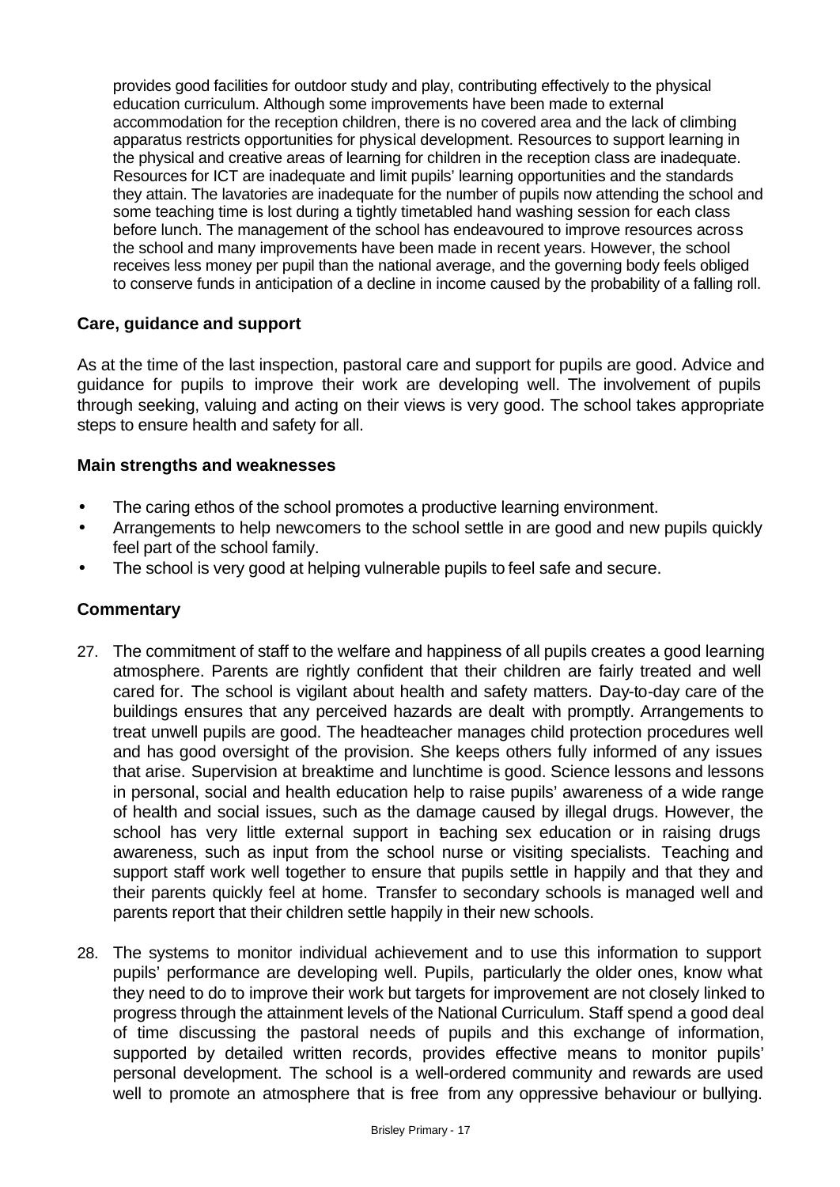provides good facilities for outdoor study and play, contributing effectively to the physical education curriculum. Although some improvements have been made to external accommodation for the reception children, there is no covered area and the lack of climbing apparatus restricts opportunities for physical development. Resources to support learning in the physical and creative areas of learning for children in the reception class are inadequate. Resources for ICT are inadequate and limit pupils' learning opportunities and the standards they attain. The lavatories are inadequate for the number of pupils now attending the school and some teaching time is lost during a tightly timetabled hand washing session for each class before lunch. The management of the school has endeavoured to improve resources across the school and many improvements have been made in recent years. However, the school receives less money per pupil than the national average, and the governing body feels obliged to conserve funds in anticipation of a decline in income caused by the probability of a falling roll.

### Care, guidance and support

As at the time of the last inspection, pastoral care and support for pupils are good. Advice and guidance for pupils to improve their work are developing well. The involvement of pupils through seeking, valuing and acting on their views is very good. The school takes appropriate steps to ensure health and safety for all.

#### Main strengths and weaknesses

- The caring ethos of the school promotes a productive learning environment.
- Arrangements to help newcomers to the school settle in are good and new pupils quickly feel part of the school family.
- The school is very good at helping vulnerable pupils to feel safe and secure.

#### Commentary

27. The commitment of staff to the welfare and happiness of all pupils creates a good learning atmosphere. Parents are rightly confident that their children are fairly treated and well cared for. The school is vigilant about health and safety matters. Day-to-day care of the buildings ensures that any perceived hazards are dealt with promptly. Arrangements to treat unwell pupils are good. The headteacher manages child protection procedures well and has good oversight of the provision. She keeps others fully informed of any issues that arise. Supervision at breaktime and lunchtime is good. Science lessons and lessons in personal, social and health education help to raise pupils' awareness of a wide range of health and social issues, such as the damage caused by illegal drugs. However, the school has very little external support in teaching sex education or in raising drugs awareness, such as input from the school nurse or visiting specialists. Teaching and support staff work well together to ensure that pupils settle in happily and that they and their parents quickly feel at home. Transfer to secondary schools is managed well and parents report that their children settle happily in their new schools.

28. The systems to monitor individual achievement and to use this information to support pupils' performance are developing well. Pupils, particularly the older ones, know what they need to do to improve their work but targets for improvement are not closely linked to progress through the attainment levels of the National Curriculum. Staff spend a good deal of time discussing the pastoral needs of pupils and this exchange of information, supported by detailed written records, provides effective means to monitor pupils' personal development. The school is a well-ordered community and rewards are used well to promote an atmosphere that is free from any oppressive behaviour or bullying.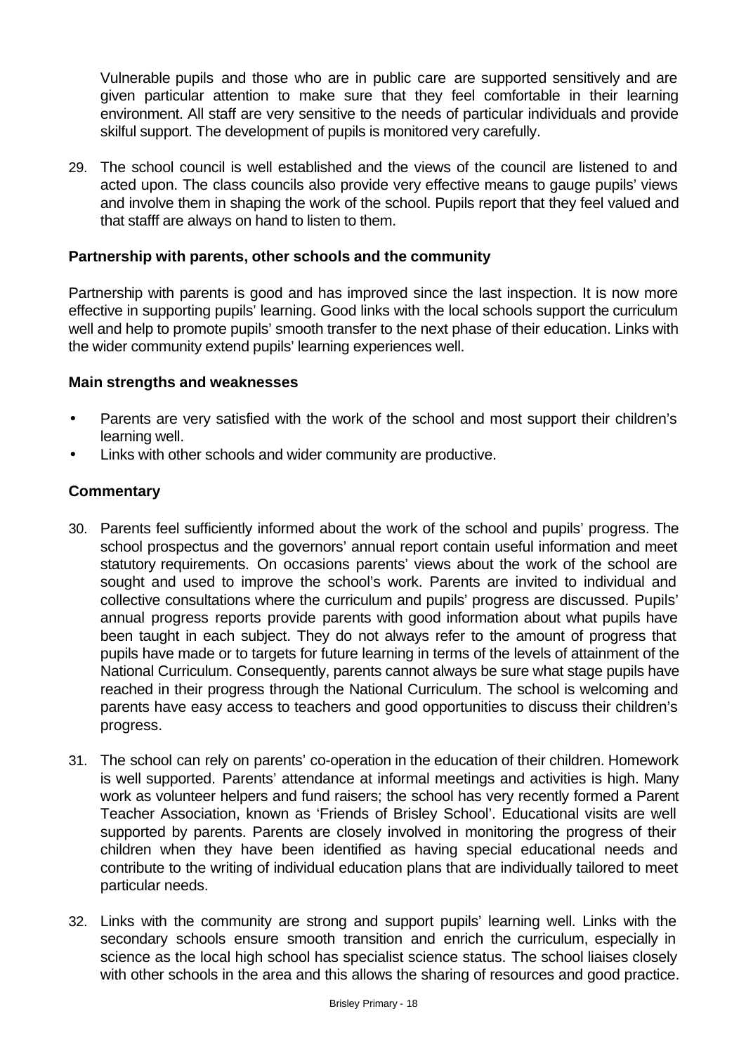Vulnerable pupils and those who are in public care are supported sensitively and are given particular attention to make sure that they feel comfortable in their learning environment. All staff are very sensitive to the needs of particular individuals and provide skilful support. The development of pupils is monitored very carefully.

29. The school council is well established and the views of the council are listened to and acted upon. The class councils also provide very effective means to gauge pupils' views and involve them in shaping the work of the school. Pupils report that they feel valued and that stafff are always on hand to listen to them.

### Partnership with parents, other schools and the community

Partnership with parents is good and has improved since the last inspection. It is now more effective in supporting pupils' learning. Good links with the local schools support the curriculum well and help to promote pupils' smooth transfer to the next phase of their education. Links with the wider community extend pupils' learning experiences well.

### Main strengths and weaknesses

- Parents are very satisfied with the work of the school and most support their children's learning well.
- Links with other schools and wider community are productive.

### Commentary

30. Parents feel sufficiently informed about the work of the school and pupils' progress. The school prospectus and the governors' annual report contain useful information and meet statutory requirements. On occasions parents' views about the work of the school are sought and used to improve the school's work. Parents are invited to individual and collective consultations where the curriculum and pupils' progress are discussed. Pupils' annual progress reports provide parents with good information about what pupils have been taught in each subject. They do not always refer to the amount of progress that pupils have made or to targets for future learning in terms of the levels of attainment of the National Curriculum. Consequently, parents cannot always be sure what stage pupils have reached in their progress through the National Curriculum. The school is welcoming and parents have easy access to teachers and good opportunities to discuss their children's progress.

31. The school can rely on parents' co-operation in the education of their children. Homework is well supported. Parents' attendance at informal meetings and activities is high. Many work as volunteer helpers and fund raisers; the school has very recently formed a Parent Teacher Association, known as 'Friends of Brisley School'. Educational visits are well supported by parents. Parents are closely involved in monitoring the progress of their children when they have been identified as having special educational needs and contribute to the writing of individual education plans that are individually tailored to meet particular needs.

32. Links with the community are strong and support pupils' learning well. Links with the secondary schools ensure smooth transition and enrich the curriculum, especially in science as the local high school has specialist science status. The school liaises closely with other schools in the area and this allows the sharing of resources and good practice.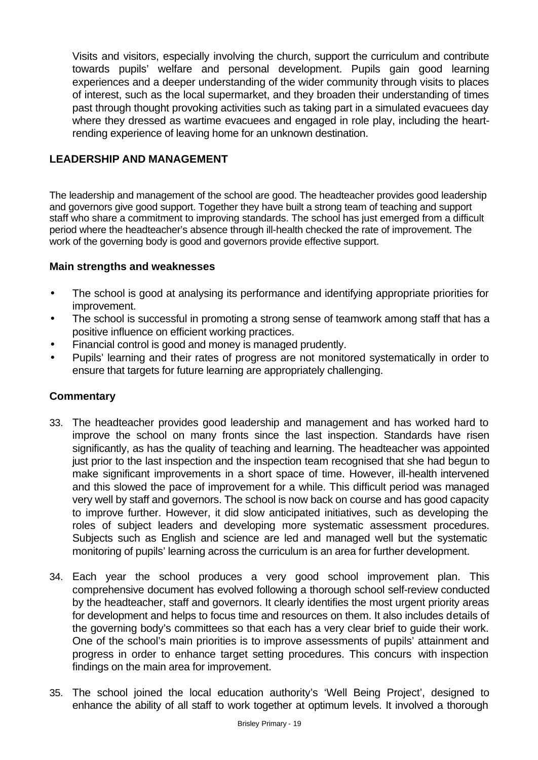Visits and visitors, especially involving the church, support the curriculum and contribute towards pupils' welfare and personal development. Pupils gain good learning experiences and a deeper understanding of the wider community through visits to places of interest, such as the local supermarket, and they broaden their understanding of times past through thought provoking activities such as taking part in a simulated evacuees day where they dressed as wartime evacuees and engaged in role play, including the heart-rending experience of leaving home for an unknown destination.

## LEADERSHIP AND MANAGEMENT

The leadership and management of the school are good. The headteacher provides good leadership and governors give good support. Together they have built a strong team of teaching and support staff who share a commitment to improving standards. The school has just emerged from a difficult period where the headteacher's absence through ill-health checked the rate of improvement. The work of the governing body is good and governors provide effective support.

### Main strengths and weaknesses

- The school is good at analysing its performance and identifying appropriate priorities for improvement.
- The school is successful in promoting a strong sense of teamwork among staff that has a positive influence on efficient working practices.
- Financial control is good and money is managed prudently.
- Pupils' learning and their rates of progress are not monitored systematically in order to ensure that targets for future learning are appropriately challenging.

### Commentary

33. The headteacher provides good leadership and management and has worked hard to improve the school on many fronts since the last inspection. Standards have risen significantly, as has the quality of teaching and learning. The headteacher was appointed just prior to the last inspection and the inspection team recognised that she had begun to make significant improvements in a short space of time. However, ill-health intervened and this slowed the pace of improvement for a while. This difficult period was managed very well by staff and governors. The school is now back on course and has good capacity to improve further. However, it did slow anticipated initiatives, such as developing the roles of subject leaders and developing more systematic assessment procedures. Subjects such as English and science are led and managed well but the systematic monitoring of pupils' learning across the curriculum is an area for further development.

34. Each year the school produces a very good school improvement plan. This comprehensive document has evolved following a thorough school self-review conducted by the headteacher, staff and governors. It clearly identifies the most urgent priority areas for development and helps to focus time and resources on them. It also includes details of the governing body's committees so that each has a very clear brief to guide their work. One of the school's main priorities is to improve assessments of pupils' attainment and progress in order to enhance target setting procedures. This concurs with inspection findings on the main area for improvement.

35. The school joined the local education authority's 'Well Being Project', designed to enhance the ability of all staff to work together at optimum levels. It involved a thorough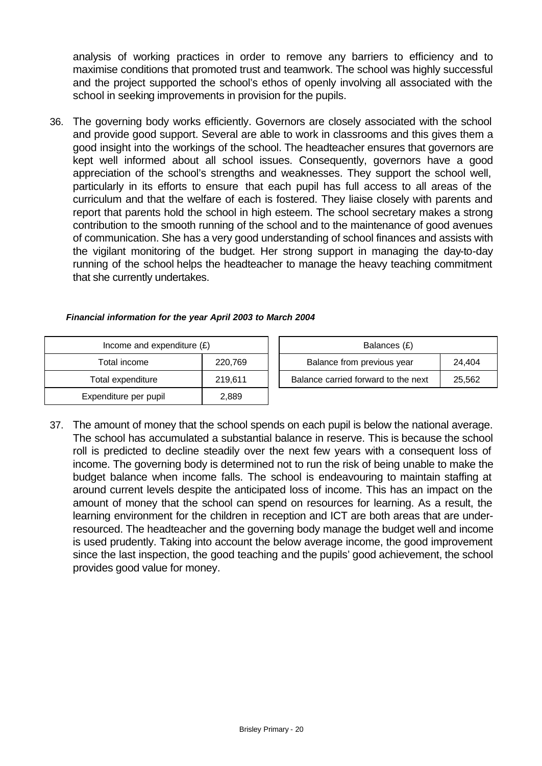analysis of working practices in order to remove any barriers to efficiency and to maximise conditions that promoted trust and teamwork. The school was highly successful and the project supported the school's ethos of openly involving all associated with the school in seeking improvements in provision for the pupils.

36. The governing body works efficiently. Governors are closely associated with the school and provide good support. Several are able to work in classrooms and this gives them a good insight into the workings of the school. The headteacher ensures that governors are kept well informed about all school issues. Consequently, governors have a good appreciation of the school's strengths and weaknesses. They support the school well, particularly in its efforts to ensure that each pupil has full access to all areas of the curriculum and that the welfare of each is fostered. They liaise closely with parents and report that parents hold the school in high esteem. The school secretary makes a strong contribution to the smooth running of the school and to the maintenance of good avenues of communication. She has a very good understanding of school finances and assists with the vigilant monitoring of the budget. Her strong support in managing the day-to-day running of the school helps the headteacher to manage the heavy teaching commitment that she currently undertakes.

***Financial information for the year April 2003 to March 2004***

| Income and expenditure (£) | |
|---|---|
| Total income | 220,769 |
| Total expenditure | 219,611 |
| Expenditure per pupil | 2,889 |

| Balances (£) | |
|---|---|
| Balance from previous year | 24,404 |
| Balance carried forward to the next | 25,562 |

37. The amount of money that the school spends on each pupil is below the national average. The school has accumulated a substantial balance in reserve. This is because the school roll is predicted to decline steadily over the next few years with a consequent loss of income. The governing body is determined not to run the risk of being unable to make the budget balance when income falls. The school is endeavouring to maintain staffing at around current levels despite the anticipated loss of income. This has an impact on the amount of money that the school can spend on resources for learning. As a result, the learning environment for the children in reception and ICT are both areas that are under-resourced. The headteacher and the governing body manage the budget well and income is used prudently. Taking into account the below average income, the good improvement since the last inspection, the good teaching and the pupils' good achievement, the school provides good value for money.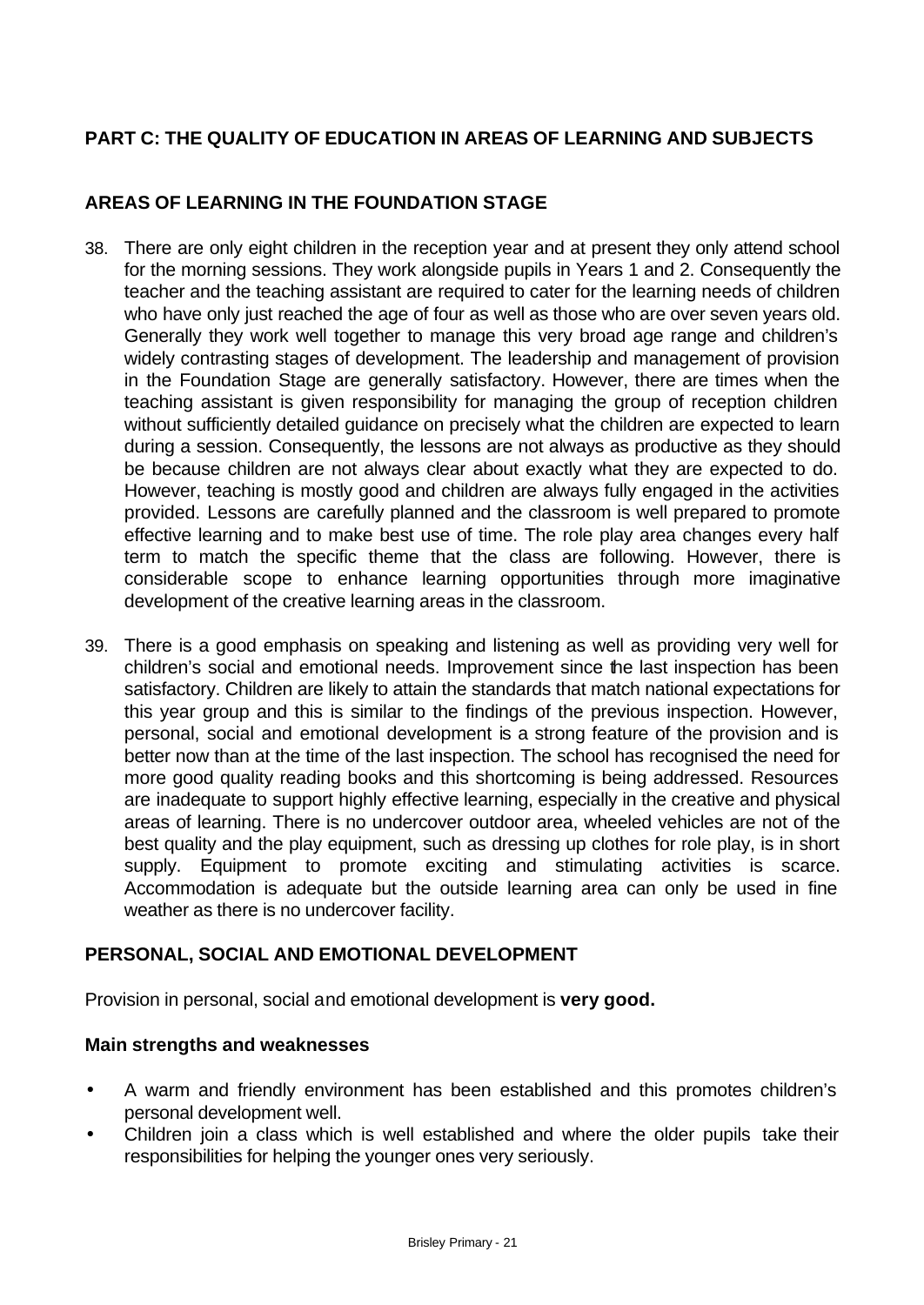## PART C: THE QUALITY OF EDUCATION IN AREAS OF LEARNING AND SUBJECTS

## AREAS OF LEARNING IN THE FOUNDATION STAGE

38. There are only eight children in the reception year and at present they only attend school for the morning sessions. They work alongside pupils in Years 1 and 2. Consequently the teacher and the teaching assistant are required to cater for the learning needs of children who have only just reached the age of four as well as those who are over seven years old. Generally they work well together to manage this very broad age range and children's widely contrasting stages of development. The leadership and management of provision in the Foundation Stage are generally satisfactory. However, there are times when the teaching assistant is given responsibility for managing the group of reception children without sufficiently detailed guidance on precisely what the children are expected to learn during a session. Consequently, the lessons are not always as productive as they should be because children are not always clear about exactly what they are expected to do. However, teaching is mostly good and children are always fully engaged in the activities provided. Lessons are carefully planned and the classroom is well prepared to promote effective learning and to make best use of time. The role play area changes every half term to match the specific theme that the class are following. However, there is considerable scope to enhance learning opportunities through more imaginative development of the creative learning areas in the classroom.

39. There is a good emphasis on speaking and listening as well as providing very well for children's social and emotional needs. Improvement since the last inspection has been satisfactory. Children are likely to attain the standards that match national expectations for this year group and this is similar to the findings of the previous inspection. However, personal, social and emotional development is a strong feature of the provision and is better now than at the time of the last inspection. The school has recognised the need for more good quality reading books and this shortcoming is being addressed. Resources are inadequate to support highly effective learning, especially in the creative and physical areas of learning. There is no undercover outdoor area, wheeled vehicles are not of the best quality and the play equipment, such as dressing up clothes for role play, is in short supply. Equipment to promote exciting and stimulating activities is scarce. Accommodation is adequate but the outside learning area can only be used in fine weather as there is no undercover facility.

## PERSONAL, SOCIAL AND EMOTIONAL DEVELOPMENT

Provision in personal, social and emotional development is **very good.**

### Main strengths and weaknesses

- A warm and friendly environment has been established and this promotes children's personal development well.
- Children join a class which is well established and where the older pupils take their responsibilities for helping the younger ones very seriously.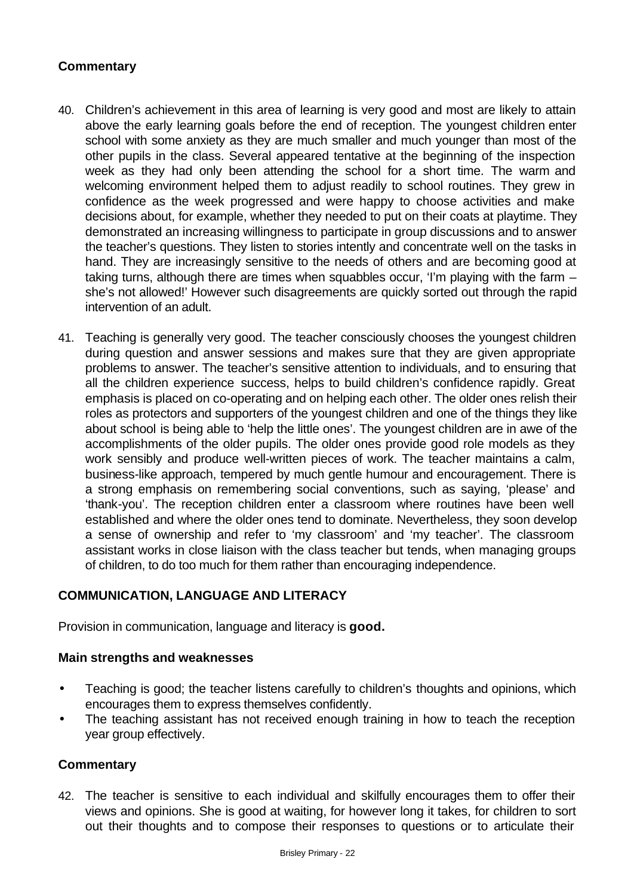### Commentary

40. Children's achievement in this area of learning is very good and most are likely to attain above the early learning goals before the end of reception. The youngest children enter school with some anxiety as they are much smaller and much younger than most of the other pupils in the class. Several appeared tentative at the beginning of the inspection week as they had only been attending the school for a short time. The warm and welcoming environment helped them to adjust readily to school routines. They grew in confidence as the week progressed and were happy to choose activities and make decisions about, for example, whether they needed to put on their coats at playtime. They demonstrated an increasing willingness to participate in group discussions and to answer the teacher's questions. They listen to stories intently and concentrate well on the tasks in hand. They are increasingly sensitive to the needs of others and are becoming good at taking turns, although there are times when squabbles occur, 'I'm playing with the farm – she's not allowed!' However such disagreements are quickly sorted out through the rapid intervention of an adult.

41. Teaching is generally very good. The teacher consciously chooses the youngest children during question and answer sessions and makes sure that they are given appropriate problems to answer. The teacher's sensitive attention to individuals, and to ensuring that all the children experience success, helps to build children's confidence rapidly. Great emphasis is placed on co-operating and on helping each other. The older ones relish their roles as protectors and supporters of the youngest children and one of the things they like about school is being able to 'help the little ones'. The youngest children are in awe of the accomplishments of the older pupils. The older ones provide good role models as they work sensibly and produce well-written pieces of work. The teacher maintains a calm, business-like approach, tempered by much gentle humour and encouragement. There is a strong emphasis on remembering social conventions, such as saying, 'please' and 'thank-you'. The reception children enter a classroom where routines have been well established and where the older ones tend to dominate. Nevertheless, they soon develop a sense of ownership and refer to 'my classroom' and 'my teacher'. The classroom assistant works in close liaison with the class teacher but tends, when managing groups of children, to do too much for them rather than encouraging independence.

## COMMUNICATION, LANGUAGE AND LITERACY

Provision in communication, language and literacy is **good.**

### Main strengths and weaknesses

- Teaching is good; the teacher listens carefully to children's thoughts and opinions, which encourages them to express themselves confidently.
- The teaching assistant has not received enough training in how to teach the reception year group effectively.

### Commentary

42. The teacher is sensitive to each individual and skilfully encourages them to offer their views and opinions. She is good at waiting, for however long it takes, for children to sort out their thoughts and to compose their responses to questions or to articulate their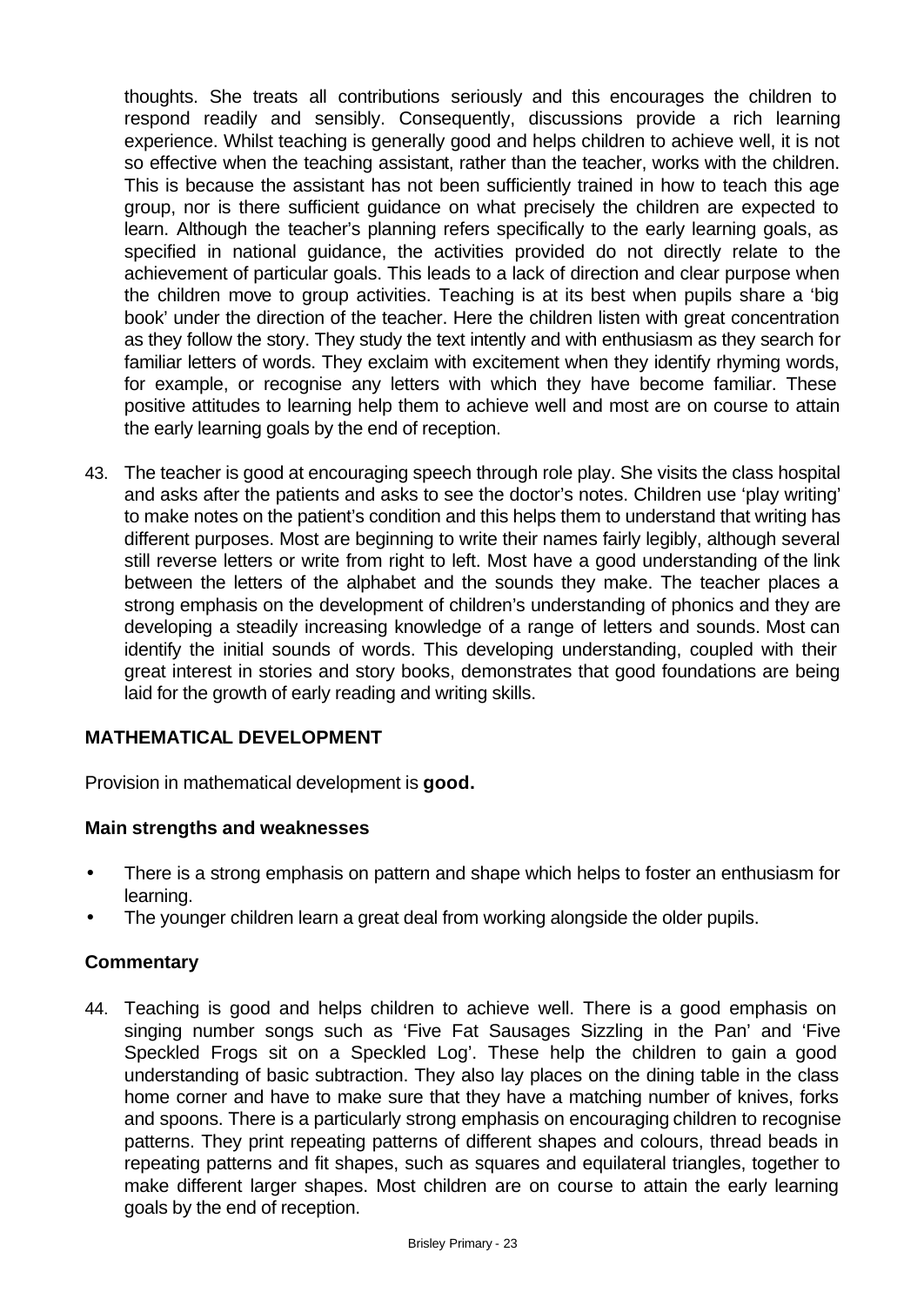thoughts. She treats all contributions seriously and this encourages the children to respond readily and sensibly. Consequently, discussions provide a rich learning experience. Whilst teaching is generally good and helps children to achieve well, it is not so effective when the teaching assistant, rather than the teacher, works with the children. This is because the assistant has not been sufficiently trained in how to teach this age group, nor is there sufficient guidance on what precisely the children are expected to learn. Although the teacher's planning refers specifically to the early learning goals, as specified in national guidance, the activities provided do not directly relate to the achievement of particular goals. This leads to a lack of direction and clear purpose when the children move to group activities. Teaching is at its best when pupils share a 'big book' under the direction of the teacher. Here the children listen with great concentration as they follow the story. They study the text intently and with enthusiasm as they search for familiar letters of words. They exclaim with excitement when they identify rhyming words, for example, or recognise any letters with which they have become familiar. These positive attitudes to learning help them to achieve well and most are on course to attain the early learning goals by the end of reception.

43. The teacher is good at encouraging speech through role play. She visits the class hospital and asks after the patients and asks to see the doctor's notes. Children use 'play writing' to make notes on the patient's condition and this helps them to understand that writing has different purposes. Most are beginning to write their names fairly legibly, although several still reverse letters or write from right to left. Most have a good understanding of the link between the letters of the alphabet and the sounds they make. The teacher places a strong emphasis on the development of children's understanding of phonics and they are developing a steadily increasing knowledge of a range of letters and sounds. Most can identify the initial sounds of words. This developing understanding, coupled with their great interest in stories and story books, demonstrates that good foundations are being laid for the growth of early reading and writing skills.

## MATHEMATICAL DEVELOPMENT

Provision in mathematical development is **good.**

### Main strengths and weaknesses

- There is a strong emphasis on pattern and shape which helps to foster an enthusiasm for learning.
- The younger children learn a great deal from working alongside the older pupils.

### Commentary

44. Teaching is good and helps children to achieve well. There is a good emphasis on singing number songs such as 'Five Fat Sausages Sizzling in the Pan' and 'Five Speckled Frogs sit on a Speckled Log'. These help the children to gain a good understanding of basic subtraction. They also lay places on the dining table in the class home corner and have to make sure that they have a matching number of knives, forks and spoons. There is a particularly strong emphasis on encouraging children to recognise patterns. They print repeating patterns of different shapes and colours, thread beads in repeating patterns and fit shapes, such as squares and equilateral triangles, together to make different larger shapes. Most children are on course to attain the early learning goals by the end of reception.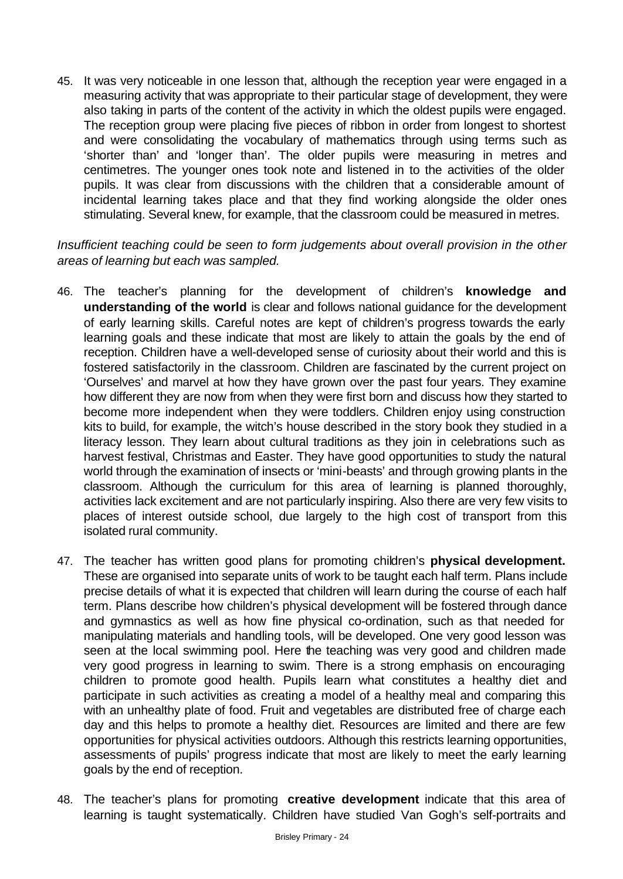45. It was very noticeable in one lesson that, although the reception year were engaged in a measuring activity that was appropriate to their particular stage of development, they were also taking in parts of the content of the activity in which the oldest pupils were engaged. The reception group were placing five pieces of ribbon in order from longest to shortest and were consolidating the vocabulary of mathematics through using terms such as 'shorter than' and 'longer than'. The older pupils were measuring in metres and centimetres. The younger ones took note and listened in to the activities of the older pupils. It was clear from discussions with the children that a considerable amount of incidental learning takes place and that they find working alongside the older ones stimulating. Several knew, for example, that the classroom could be measured in metres.

*Insufficient teaching could be seen to form judgements about overall provision in the other areas of learning but each was sampled.*

46. The teacher's planning for the development of children's **knowledge and understanding of the world** is clear and follows national guidance for the development of early learning skills. Careful notes are kept of children's progress towards the early learning goals and these indicate that most are likely to attain the goals by the end of reception. Children have a well-developed sense of curiosity about their world and this is fostered satisfactorily in the classroom. Children are fascinated by the current project on 'Ourselves' and marvel at how they have grown over the past four years. They examine how different they are now from when they were first born and discuss how they started to become more independent when they were toddlers. Children enjoy using construction kits to build, for example, the witch's house described in the story book they studied in a literacy lesson. They learn about cultural traditions as they join in celebrations such as harvest festival, Christmas and Easter. They have good opportunities to study the natural world through the examination of insects or 'mini-beasts' and through growing plants in the classroom. Although the curriculum for this area of learning is planned thoroughly, activities lack excitement and are not particularly inspiring. Also there are very few visits to places of interest outside school, due largely to the high cost of transport from this isolated rural community.

47. The teacher has written good plans for promoting children's **physical development.** These are organised into separate units of work to be taught each half term. Plans include precise details of what it is expected that children will learn during the course of each half term. Plans describe how children's physical development will be fostered through dance and gymnastics as well as how fine physical co-ordination, such as that needed for manipulating materials and handling tools, will be developed. One very good lesson was seen at the local swimming pool. Here the teaching was very good and children made very good progress in learning to swim. There is a strong emphasis on encouraging children to promote good health. Pupils learn what constitutes a healthy diet and participate in such activities as creating a model of a healthy meal and comparing this with an unhealthy plate of food. Fruit and vegetables are distributed free of charge each day and this helps to promote a healthy diet. Resources are limited and there are few opportunities for physical activities outdoors. Although this restricts learning opportunities, assessments of pupils' progress indicate that most are likely to meet the early learning goals by the end of reception.

48. The teacher's plans for promoting **creative development** indicate that this area of learning is taught systematically. Children have studied Van Gogh's self-portraits and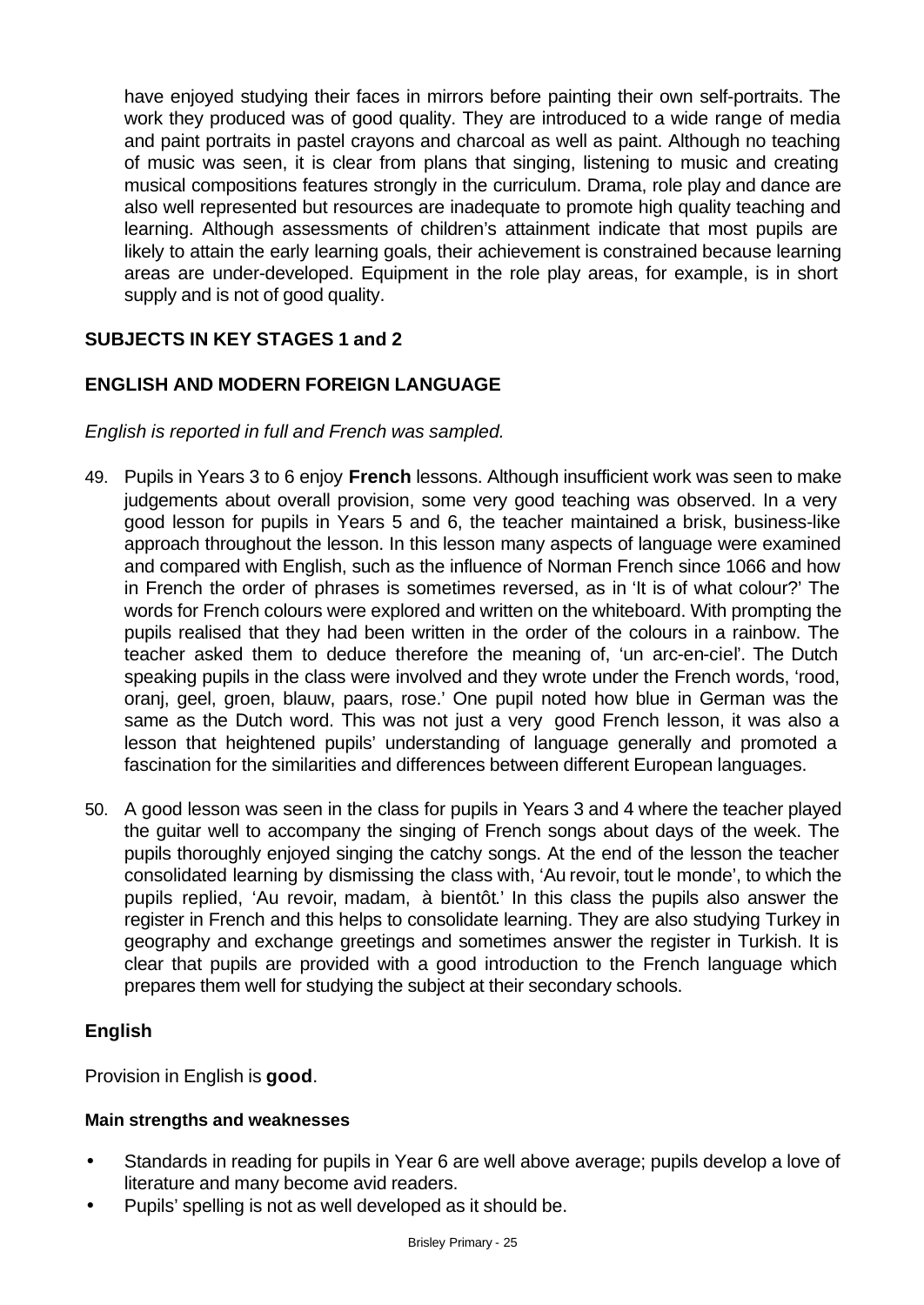have enjoyed studying their faces in mirrors before painting their own self-portraits. The work they produced was of good quality. They are introduced to a wide range of media and paint portraits in pastel crayons and charcoal as well as paint. Although no teaching of music was seen, it is clear from plans that singing, listening to music and creating musical compositions features strongly in the curriculum. Drama, role play and dance are also well represented but resources are inadequate to promote high quality teaching and learning. Although assessments of children's attainment indicate that most pupils are likely to attain the early learning goals, their achievement is constrained because learning areas are under-developed. Equipment in the role play areas, for example, is in short supply and is not of good quality.

## SUBJECTS IN KEY STAGES 1 and 2

## ENGLISH AND MODERN FOREIGN LANGUAGE

*English is reported in full and French was sampled.*

49. Pupils in Years 3 to 6 enjoy **French** lessons. Although insufficient work was seen to make judgements about overall provision, some very good teaching was observed. In a very good lesson for pupils in Years 5 and 6, the teacher maintained a brisk, business-like approach throughout the lesson. In this lesson many aspects of language were examined and compared with English, such as the influence of Norman French since 1066 and how in French the order of phrases is sometimes reversed, as in 'It is of what colour?' The words for French colours were explored and written on the whiteboard. With prompting the pupils realised that they had been written in the order of the colours in a rainbow. The teacher asked them to deduce therefore the meaning of, 'un arc-en-ciel'. The Dutch speaking pupils in the class were involved and they wrote under the French words, 'rood, oranj, geel, groen, blauw, paars, rose.' One pupil noted how blue in German was the same as the Dutch word. This was not just a very good French lesson, it was also a lesson that heightened pupils' understanding of language generally and promoted a fascination for the similarities and differences between different European languages.

50. A good lesson was seen in the class for pupils in Years 3 and 4 where the teacher played the guitar well to accompany the singing of French songs about days of the week. The pupils thoroughly enjoyed singing the catchy songs. At the end of the lesson the teacher consolidated learning by dismissing the class with, 'Au revoir, tout le monde', to which the pupils replied, 'Au revoir, madam, à bientôt.' In this class the pupils also answer the register in French and this helps to consolidate learning. They are also studying Turkey in geography and exchange greetings and sometimes answer the register in Turkish. It is clear that pupils are provided with a good introduction to the French language which prepares them well for studying the subject at their secondary schools.

### English

Provision in English is **good**.

#### Main strengths and weaknesses

- Standards in reading for pupils in Year 6 are well above average; pupils develop a love of literature and many become avid readers.
- Pupils' spelling is not as well developed as it should be.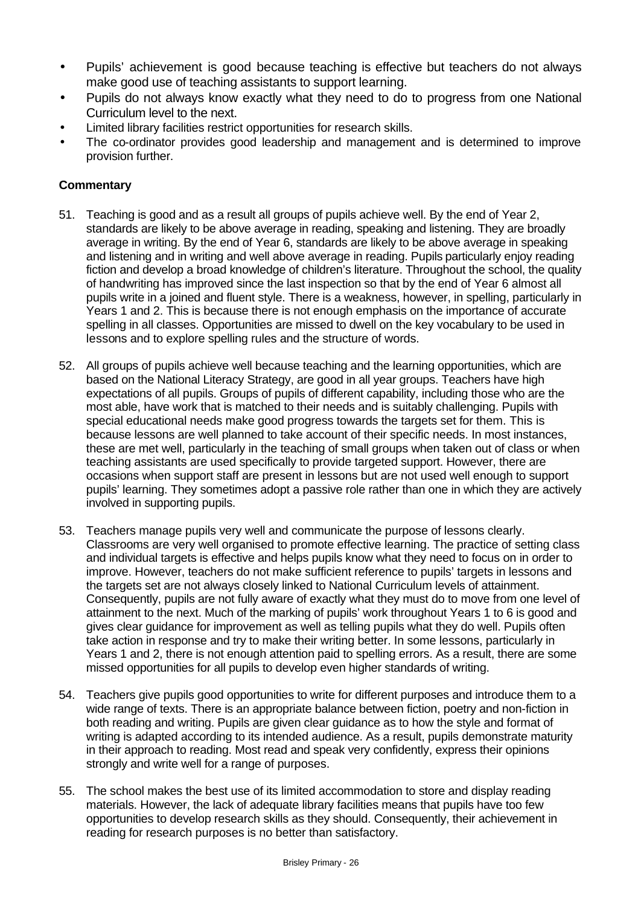- Pupils' achievement is good because teaching is effective but teachers do not always make good use of teaching assistants to support learning.
- Pupils do not always know exactly what they need to do to progress from one National Curriculum level to the next.
- Limited library facilities restrict opportunities for research skills.
- The co-ordinator provides good leadership and management and is determined to improve provision further.

**Commentary**

51. Teaching is good and as a result all groups of pupils achieve well. By the end of Year 2, standards are likely to be above average in reading, speaking and listening. They are broadly average in writing. By the end of Year 6, standards are likely to be above average in speaking and listening and in writing and well above average in reading. Pupils particularly enjoy reading fiction and develop a broad knowledge of children's literature. Throughout the school, the quality of handwriting has improved since the last inspection so that by the end of Year 6 almost all pupils write in a joined and fluent style. There is a weakness, however, in spelling, particularly in Years 1 and 2. This is because there is not enough emphasis on the importance of accurate spelling in all classes. Opportunities are missed to dwell on the key vocabulary to be used in lessons and to explore spelling rules and the structure of words.

52. All groups of pupils achieve well because teaching and the learning opportunities, which are based on the National Literacy Strategy, are good in all year groups. Teachers have high expectations of all pupils. Groups of pupils of different capability, including those who are the most able, have work that is matched to their needs and is suitably challenging. Pupils with special educational needs make good progress towards the targets set for them. This is because lessons are well planned to take account of their specific needs. In most instances, these are met well, particularly in the teaching of small groups when taken out of class or when teaching assistants are used specifically to provide targeted support. However, there are occasions when support staff are present in lessons but are not used well enough to support pupils' learning. They sometimes adopt a passive role rather than one in which they are actively involved in supporting pupils.

53. Teachers manage pupils very well and communicate the purpose of lessons clearly. Classrooms are very well organised to promote effective learning. The practice of setting class and individual targets is effective and helps pupils know what they need to focus on in order to improve. However, teachers do not make sufficient reference to pupils' targets in lessons and the targets set are not always closely linked to National Curriculum levels of attainment. Consequently, pupils are not fully aware of exactly what they must do to move from one level of attainment to the next. Much of the marking of pupils' work throughout Years 1 to 6 is good and gives clear guidance for improvement as well as telling pupils what they do well. Pupils often take action in response and try to make their writing better. In some lessons, particularly in Years 1 and 2, there is not enough attention paid to spelling errors. As a result, there are some missed opportunities for all pupils to develop even higher standards of writing.

54. Teachers give pupils good opportunities to write for different purposes and introduce them to a wide range of texts. There is an appropriate balance between fiction, poetry and non-fiction in both reading and writing. Pupils are given clear guidance as to how the style and format of writing is adapted according to its intended audience. As a result, pupils demonstrate maturity in their approach to reading. Most read and speak very confidently, express their opinions strongly and write well for a range of purposes.

55. The school makes the best use of its limited accommodation to store and display reading materials. However, the lack of adequate library facilities means that pupils have too few opportunities to develop research skills as they should. Consequently, their achievement in reading for research purposes is no better than satisfactory.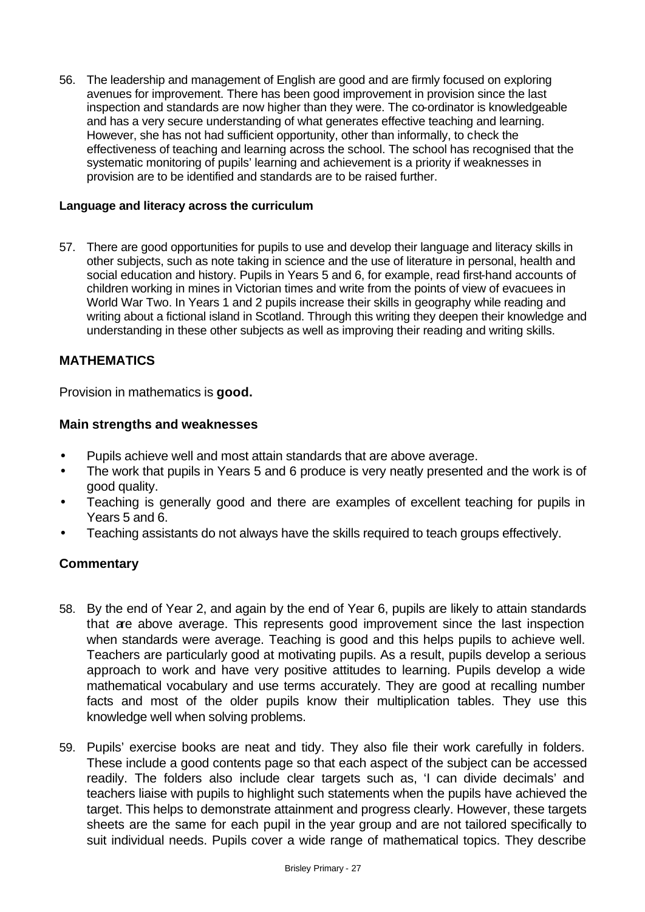56. The leadership and management of English are good and are firmly focused on exploring avenues for improvement. There has been good improvement in provision since the last inspection and standards are now higher than they were. The co-ordinator is knowledgeable and has a very secure understanding of what generates effective teaching and learning. However, she has not had sufficient opportunity, other than informally, to check the effectiveness of teaching and learning across the school. The school has recognised that the systematic monitoring of pupils' learning and achievement is a priority if weaknesses in provision are to be identified and standards are to be raised further.

**Language and literacy across the curriculum**

57. There are good opportunities for pupils to use and develop their language and literacy skills in other subjects, such as note taking in science and the use of literature in personal, health and social education and history. Pupils in Years 5 and 6, for example, read first-hand accounts of children working in mines in Victorian times and write from the points of view of evacuees in World War Two. In Years 1 and 2 pupils increase their skills in geography while reading and writing about a fictional island in Scotland. Through this writing they deepen their knowledge and understanding in these other subjects as well as improving their reading and writing skills.

## MATHEMATICS

Provision in mathematics is **good.**

### Main strengths and weaknesses

- Pupils achieve well and most attain standards that are above average.
- The work that pupils in Years 5 and 6 produce is very neatly presented and the work is of good quality.
- Teaching is generally good and there are examples of excellent teaching for pupils in Years 5 and 6.
- Teaching assistants do not always have the skills required to teach groups effectively.

### Commentary

58. By the end of Year 2, and again by the end of Year 6, pupils are likely to attain standards that are above average. This represents good improvement since the last inspection when standards were average. Teaching is good and this helps pupils to achieve well. Teachers are particularly good at motivating pupils. As a result, pupils develop a serious approach to work and have very positive attitudes to learning. Pupils develop a wide mathematical vocabulary and use terms accurately. They are good at recalling number facts and most of the older pupils know their multiplication tables. They use this knowledge well when solving problems.

59. Pupils' exercise books are neat and tidy. They also file their work carefully in folders. These include a good contents page so that each aspect of the subject can be accessed readily. The folders also include clear targets such as, 'I can divide decimals' and teachers liaise with pupils to highlight such statements when the pupils have achieved the target. This helps to demonstrate attainment and progress clearly. However, these targets sheets are the same for each pupil in the year group and are not tailored specifically to suit individual needs. Pupils cover a wide range of mathematical topics. They describe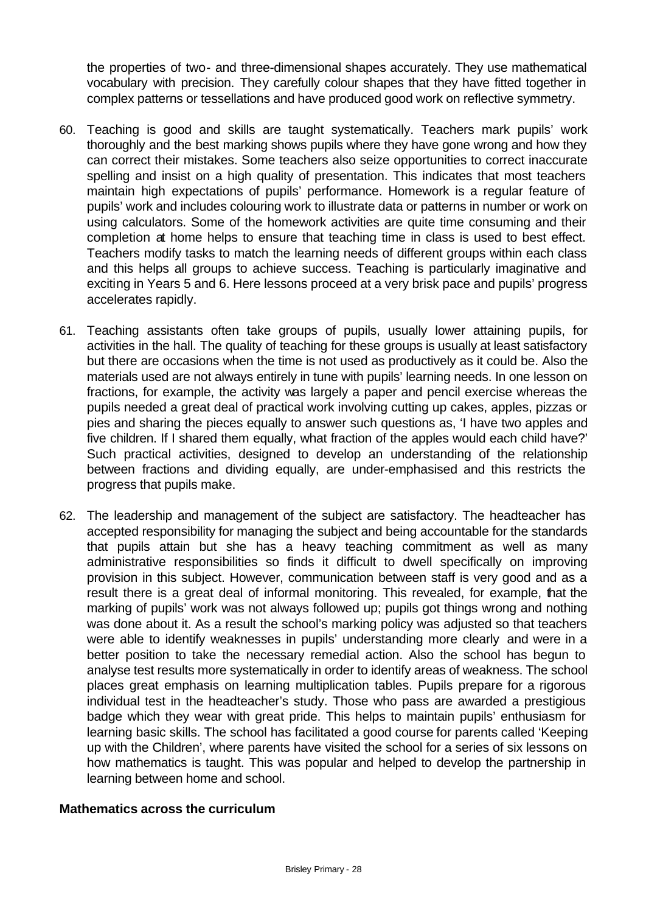the properties of two- and three-dimensional shapes accurately. They use mathematical vocabulary with precision. They carefully colour shapes that they have fitted together in complex patterns or tessellations and have produced good work on reflective symmetry.

60. Teaching is good and skills are taught systematically. Teachers mark pupils' work thoroughly and the best marking shows pupils where they have gone wrong and how they can correct their mistakes. Some teachers also seize opportunities to correct inaccurate spelling and insist on a high quality of presentation. This indicates that most teachers maintain high expectations of pupils' performance. Homework is a regular feature of pupils' work and includes colouring work to illustrate data or patterns in number or work on using calculators. Some of the homework activities are quite time consuming and their completion at home helps to ensure that teaching time in class is used to best effect. Teachers modify tasks to match the learning needs of different groups within each class and this helps all groups to achieve success. Teaching is particularly imaginative and exciting in Years 5 and 6. Here lessons proceed at a very brisk pace and pupils' progress accelerates rapidly.

61. Teaching assistants often take groups of pupils, usually lower attaining pupils, for activities in the hall. The quality of teaching for these groups is usually at least satisfactory but there are occasions when the time is not used as productively as it could be. Also the materials used are not always entirely in tune with pupils' learning needs. In one lesson on fractions, for example, the activity was largely a paper and pencil exercise whereas the pupils needed a great deal of practical work involving cutting up cakes, apples, pizzas or pies and sharing the pieces equally to answer such questions as, 'I have two apples and five children. If I shared them equally, what fraction of the apples would each child have?' Such practical activities, designed to develop an understanding of the relationship between fractions and dividing equally, are under-emphasised and this restricts the progress that pupils make.

62. The leadership and management of the subject are satisfactory. The headteacher has accepted responsibility for managing the subject and being accountable for the standards that pupils attain but she has a heavy teaching commitment as well as many administrative responsibilities so finds it difficult to dwell specifically on improving provision in this subject. However, communication between staff is very good and as a result there is a great deal of informal monitoring. This revealed, for example, that the marking of pupils' work was not always followed up; pupils got things wrong and nothing was done about it. As a result the school's marking policy was adjusted so that teachers were able to identify weaknesses in pupils' understanding more clearly and were in a better position to take the necessary remedial action. Also the school has begun to analyse test results more systematically in order to identify areas of weakness. The school places great emphasis on learning multiplication tables. Pupils prepare for a rigorous individual test in the headteacher's study. Those who pass are awarded a prestigious badge which they wear with great pride. This helps to maintain pupils' enthusiasm for learning basic skills. The school has facilitated a good course for parents called 'Keeping up with the Children', where parents have visited the school for a series of six lessons on how mathematics is taught. This was popular and helped to develop the partnership in learning between home and school.

**Mathematics across the curriculum**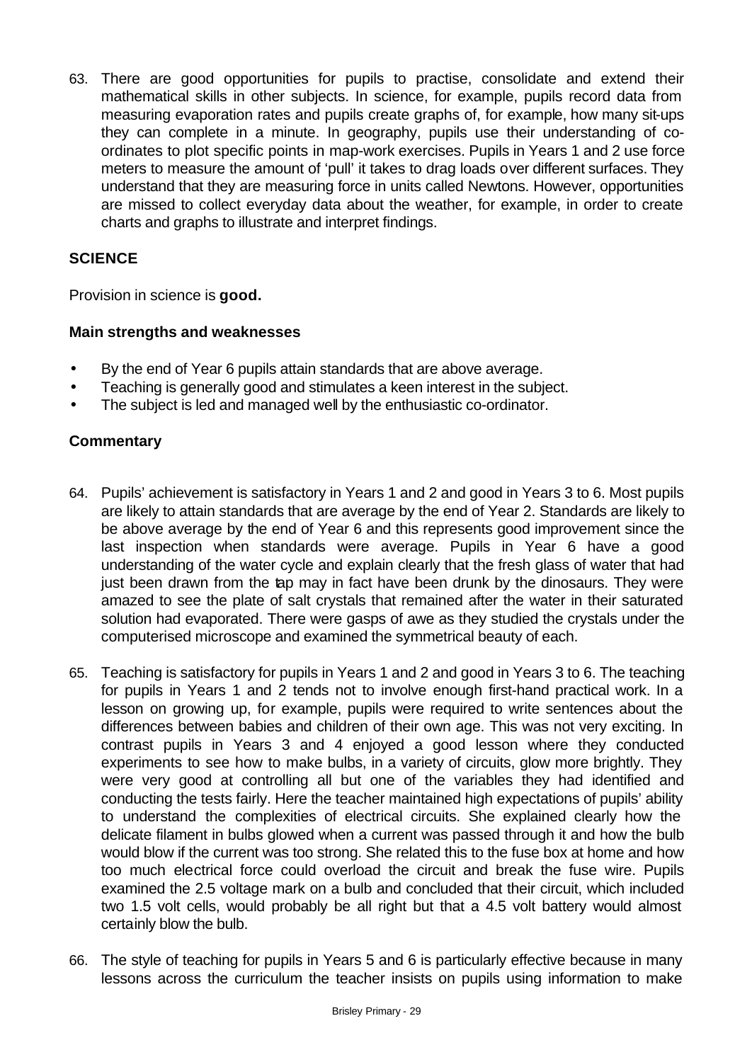63. There are good opportunities for pupils to practise, consolidate and extend their mathematical skills in other subjects. In science, for example, pupils record data from measuring evaporation rates and pupils create graphs of, for example, how many sit-ups they can complete in a minute. In geography, pupils use their understanding of co-ordinates to plot specific points in map-work exercises. Pupils in Years 1 and 2 use force meters to measure the amount of 'pull' it takes to drag loads over different surfaces. They understand that they are measuring force in units called Newtons. However, opportunities are missed to collect everyday data about the weather, for example, in order to create charts and graphs to illustrate and interpret findings.

## SCIENCE

Provision in science is **good.**

### Main strengths and weaknesses

- By the end of Year 6 pupils attain standards that are above average.
- Teaching is generally good and stimulates a keen interest in the subject.
- The subject is led and managed well by the enthusiastic co-ordinator.

### Commentary

64. Pupils' achievement is satisfactory in Years 1 and 2 and good in Years 3 to 6. Most pupils are likely to attain standards that are average by the end of Year 2. Standards are likely to be above average by the end of Year 6 and this represents good improvement since the last inspection when standards were average. Pupils in Year 6 have a good understanding of the water cycle and explain clearly that the fresh glass of water that had just been drawn from the tap may in fact have been drunk by the dinosaurs. They were amazed to see the plate of salt crystals that remained after the water in their saturated solution had evaporated. There were gasps of awe as they studied the crystals under the computerised microscope and examined the symmetrical beauty of each.

65. Teaching is satisfactory for pupils in Years 1 and 2 and good in Years 3 to 6. The teaching for pupils in Years 1 and 2 tends not to involve enough first-hand practical work. In a lesson on growing up, for example, pupils were required to write sentences about the differences between babies and children of their own age. This was not very exciting. In contrast pupils in Years 3 and 4 enjoyed a good lesson where they conducted experiments to see how to make bulbs, in a variety of circuits, glow more brightly. They were very good at controlling all but one of the variables they had identified and conducting the tests fairly. Here the teacher maintained high expectations of pupils' ability to understand the complexities of electrical circuits. She explained clearly how the delicate filament in bulbs glowed when a current was passed through it and how the bulb would blow if the current was too strong. She related this to the fuse box at home and how too much electrical force could overload the circuit and break the fuse wire. Pupils examined the 2.5 voltage mark on a bulb and concluded that their circuit, which included two 1.5 volt cells, would probably be all right but that a 4.5 volt battery would almost certainly blow the bulb.

66. The style of teaching for pupils in Years 5 and 6 is particularly effective because in many lessons across the curriculum the teacher insists on pupils using information to make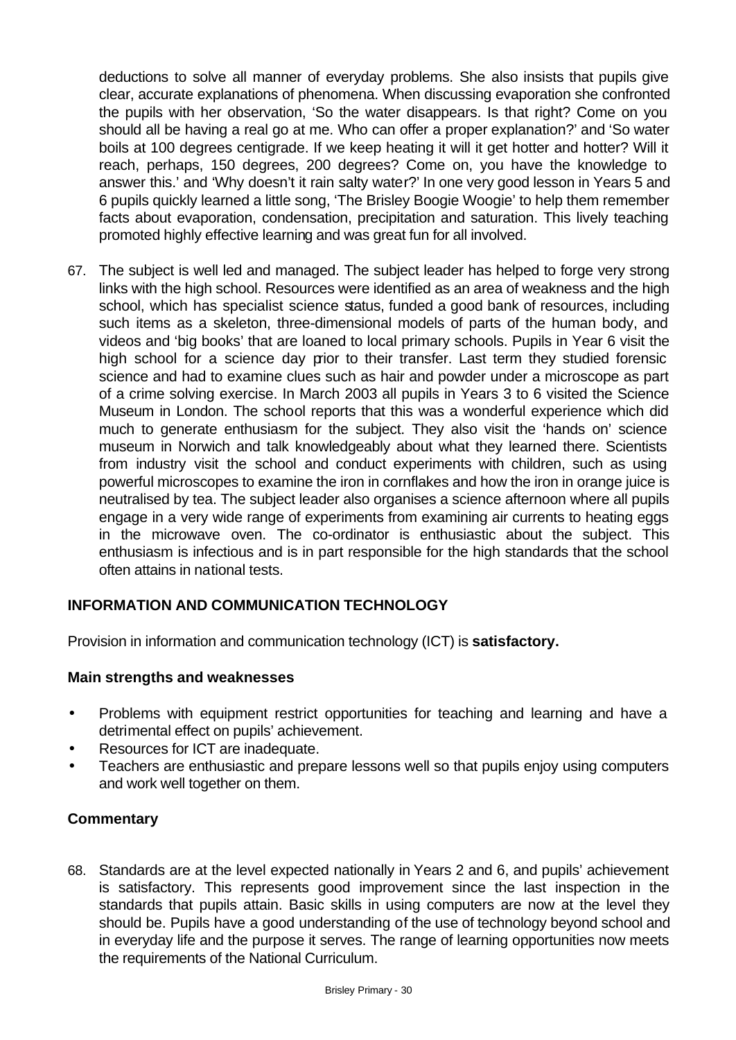deductions to solve all manner of everyday problems. She also insists that pupils give clear, accurate explanations of phenomena. When discussing evaporation she confronted the pupils with her observation, 'So the water disappears. Is that right? Come on you should all be having a real go at me. Who can offer a proper explanation?' and 'So water boils at 100 degrees centigrade. If we keep heating it will it get hotter and hotter? Will it reach, perhaps, 150 degrees, 200 degrees? Come on, you have the knowledge to answer this.' and 'Why doesn't it rain salty water?' In one very good lesson in Years 5 and 6 pupils quickly learned a little song, 'The Brisley Boogie Woogie' to help them remember facts about evaporation, condensation, precipitation and saturation. This lively teaching promoted highly effective learning and was great fun for all involved.

67. The subject is well led and managed. The subject leader has helped to forge very strong links with the high school. Resources were identified as an area of weakness and the high school, which has specialist science status, funded a good bank of resources, including such items as a skeleton, three-dimensional models of parts of the human body, and videos and 'big books' that are loaned to local primary schools. Pupils in Year 6 visit the high school for a science day prior to their transfer. Last term they studied forensic science and had to examine clues such as hair and powder under a microscope as part of a crime solving exercise. In March 2003 all pupils in Years 3 to 6 visited the Science Museum in London. The school reports that this was a wonderful experience which did much to generate enthusiasm for the subject. They also visit the 'hands on' science museum in Norwich and talk knowledgeably about what they learned there. Scientists from industry visit the school and conduct experiments with children, such as using powerful microscopes to examine the iron in cornflakes and how the iron in orange juice is neutralised by tea. The subject leader also organises a science afternoon where all pupils engage in a very wide range of experiments from examining air currents to heating eggs in the microwave oven. The co-ordinator is enthusiastic about the subject. This enthusiasm is infectious and is in part responsible for the high standards that the school often attains in national tests.

## INFORMATION AND COMMUNICATION TECHNOLOGY

Provision in information and communication technology (ICT) is **satisfactory.**

### Main strengths and weaknesses

- Problems with equipment restrict opportunities for teaching and learning and have a detrimental effect on pupils' achievement.
- Resources for ICT are inadequate.
- Teachers are enthusiastic and prepare lessons well so that pupils enjoy using computers and work well together on them.

### Commentary

68. Standards are at the level expected nationally in Years 2 and 6, and pupils' achievement is satisfactory. This represents good improvement since the last inspection in the standards that pupils attain. Basic skills in using computers are now at the level they should be. Pupils have a good understanding of the use of technology beyond school and in everyday life and the purpose it serves. The range of learning opportunities now meets the requirements of the National Curriculum.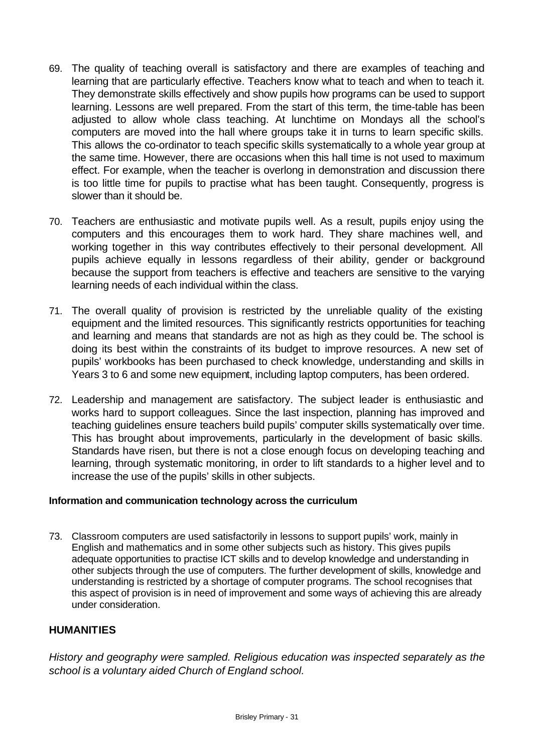69. The quality of teaching overall is satisfactory and there are examples of teaching and learning that are particularly effective. Teachers know what to teach and when to teach it. They demonstrate skills effectively and show pupils how programs can be used to support learning. Lessons are well prepared. From the start of this term, the time-table has been adjusted to allow whole class teaching. At lunchtime on Mondays all the school's computers are moved into the hall where groups take it in turns to learn specific skills. This allows the co-ordinator to teach specific skills systematically to a whole year group at the same time. However, there are occasions when this hall time is not used to maximum effect. For example, when the teacher is overlong in demonstration and discussion there is too little time for pupils to practise what has been taught. Consequently, progress is slower than it should be.

70. Teachers are enthusiastic and motivate pupils well. As a result, pupils enjoy using the computers and this encourages them to work hard. They share machines well, and working together in this way contributes effectively to their personal development. All pupils achieve equally in lessons regardless of their ability, gender or background because the support from teachers is effective and teachers are sensitive to the varying learning needs of each individual within the class.

71. The overall quality of provision is restricted by the unreliable quality of the existing equipment and the limited resources. This significantly restricts opportunities for teaching and learning and means that standards are not as high as they could be. The school is doing its best within the constraints of its budget to improve resources. A new set of pupils' workbooks has been purchased to check knowledge, understanding and skills in Years 3 to 6 and some new equipment, including laptop computers, has been ordered.

72. Leadership and management are satisfactory. The subject leader is enthusiastic and works hard to support colleagues. Since the last inspection, planning has improved and teaching guidelines ensure teachers build pupils' computer skills systematically over time. This has brought about improvements, particularly in the development of basic skills. Standards have risen, but there is not a close enough focus on developing teaching and learning, through systematic monitoring, in order to lift standards to a higher level and to increase the use of the pupils' skills in other subjects.

**Information and communication technology across the curriculum**

73. Classroom computers are used satisfactorily in lessons to support pupils' work, mainly in English and mathematics and in some other subjects such as history. This gives pupils adequate opportunities to practise ICT skills and to develop knowledge and understanding in other subjects through the use of computers. The further development of skills, knowledge and understanding is restricted by a shortage of computer programs. The school recognises that this aspect of provision is in need of improvement and some ways of achieving this are already under consideration.

## HUMANITIES

*History and geography were sampled. Religious education was inspected separately as the school is a voluntary aided Church of England school.*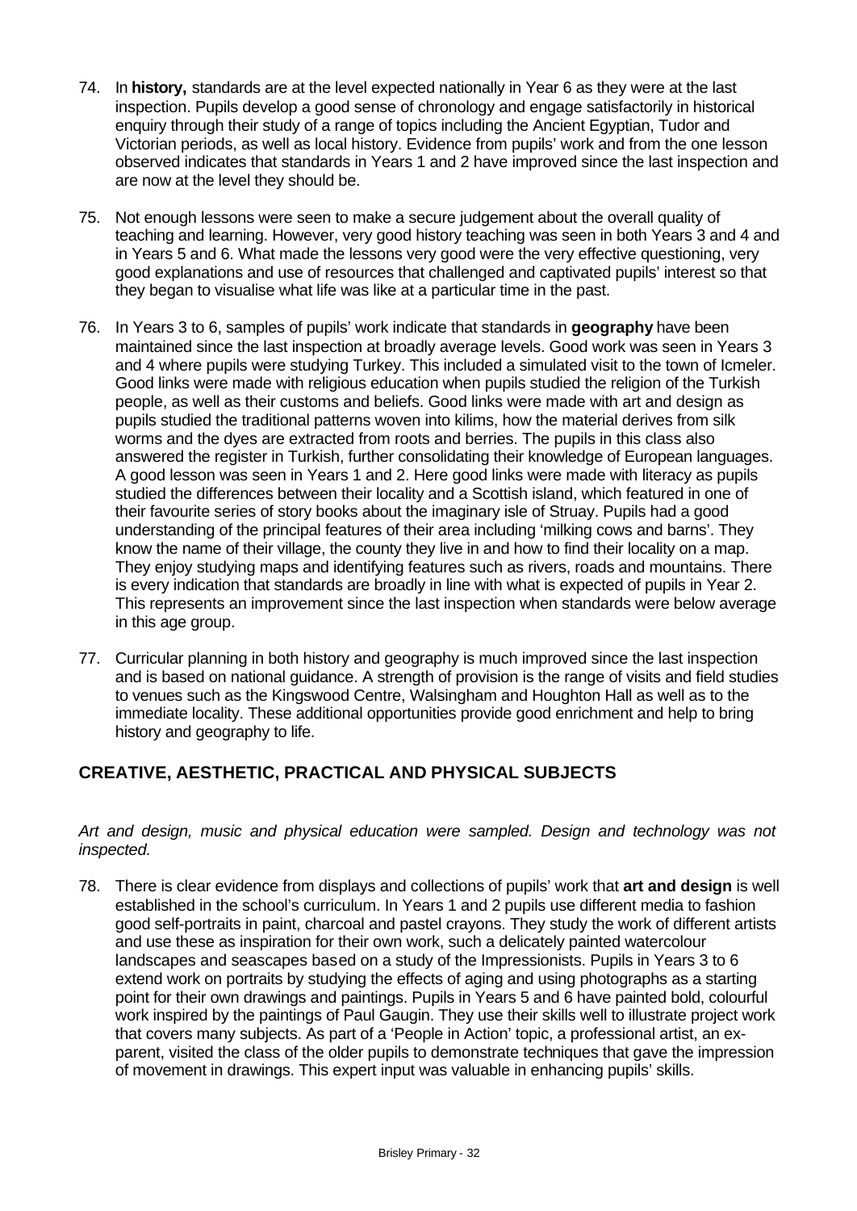74. In **history,** standards are at the level expected nationally in Year 6 as they were at the last inspection. Pupils develop a good sense of chronology and engage satisfactorily in historical enquiry through their study of a range of topics including the Ancient Egyptian, Tudor and Victorian periods, as well as local history. Evidence from pupils' work and from the one lesson observed indicates that standards in Years 1 and 2 have improved since the last inspection and are now at the level they should be.

75. Not enough lessons were seen to make a secure judgement about the overall quality of teaching and learning. However, very good history teaching was seen in both Years 3 and 4 and in Years 5 and 6. What made the lessons very good were the very effective questioning, very good explanations and use of resources that challenged and captivated pupils' interest so that they began to visualise what life was like at a particular time in the past.

76. In Years 3 to 6, samples of pupils' work indicate that standards in **geography** have been maintained since the last inspection at broadly average levels. Good work was seen in Years 3 and 4 where pupils were studying Turkey. This included a simulated visit to the town of Icmeler. Good links were made with religious education when pupils studied the religion of the Turkish people, as well as their customs and beliefs. Good links were made with art and design as pupils studied the traditional patterns woven into kilims, how the material derives from silk worms and the dyes are extracted from roots and berries. The pupils in this class also answered the register in Turkish, further consolidating their knowledge of European languages. A good lesson was seen in Years 1 and 2. Here good links were made with literacy as pupils studied the differences between their locality and a Scottish island, which featured in one of their favourite series of story books about the imaginary isle of Struay. Pupils had a good understanding of the principal features of their area including 'milking cows and barns'. They know the name of their village, the county they live in and how to find their locality on a map. They enjoy studying maps and identifying features such as rivers, roads and mountains. There is every indication that standards are broadly in line with what is expected of pupils in Year 2. This represents an improvement since the last inspection when standards were below average in this age group.

77. Curricular planning in both history and geography is much improved since the last inspection and is based on national guidance. A strength of provision is the range of visits and field studies to venues such as the Kingswood Centre, Walsingham and Houghton Hall as well as to the immediate locality. These additional opportunities provide good enrichment and help to bring history and geography to life.

## CREATIVE, AESTHETIC, PRACTICAL AND PHYSICAL SUBJECTS

*Art and design, music and physical education were sampled. Design and technology was not inspected.*

78. There is clear evidence from displays and collections of pupils' work that **art and design** is well established in the school's curriculum. In Years 1 and 2 pupils use different media to fashion good self-portraits in paint, charcoal and pastel crayons. They study the work of different artists and use these as inspiration for their own work, such a delicately painted watercolour landscapes and seascapes based on a study of the Impressionists. Pupils in Years 3 to 6 extend work on portraits by studying the effects of aging and using photographs as a starting point for their own drawings and paintings. Pupils in Years 5 and 6 have painted bold, colourful work inspired by the paintings of Paul Gaugin. They use their skills well to illustrate project work that covers many subjects. As part of a 'People in Action' topic, a professional artist, an ex-parent, visited the class of the older pupils to demonstrate techniques that gave the impression of movement in drawings. This expert input was valuable in enhancing pupils' skills.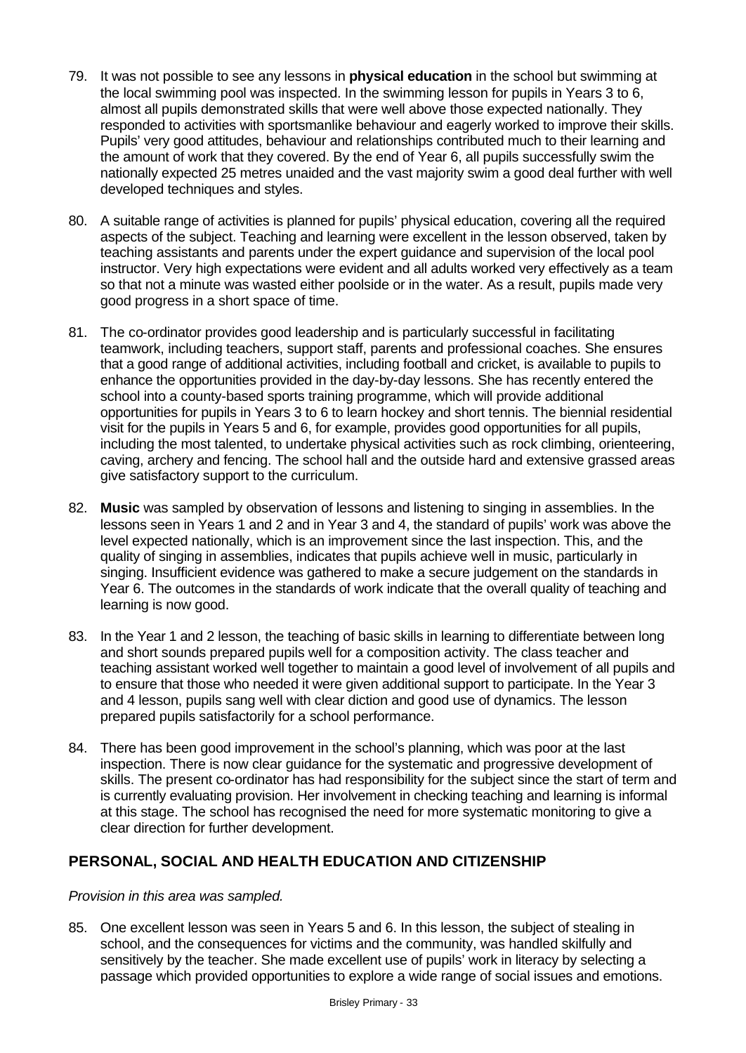79. It was not possible to see any lessons in **physical education** in the school but swimming at the local swimming pool was inspected. In the swimming lesson for pupils in Years 3 to 6, almost all pupils demonstrated skills that were well above those expected nationally. They responded to activities with sportsmanlike behaviour and eagerly worked to improve their skills. Pupils' very good attitudes, behaviour and relationships contributed much to their learning and the amount of work that they covered. By the end of Year 6, all pupils successfully swim the nationally expected 25 metres unaided and the vast majority swim a good deal further with well developed techniques and styles.

80. A suitable range of activities is planned for pupils' physical education, covering all the required aspects of the subject. Teaching and learning were excellent in the lesson observed, taken by teaching assistants and parents under the expert guidance and supervision of the local pool instructor. Very high expectations were evident and all adults worked very effectively as a team so that not a minute was wasted either poolside or in the water. As a result, pupils made very good progress in a short space of time.

81. The co-ordinator provides good leadership and is particularly successful in facilitating teamwork, including teachers, support staff, parents and professional coaches. She ensures that a good range of additional activities, including football and cricket, is available to pupils to enhance the opportunities provided in the day-by-day lessons. She has recently entered the school into a county-based sports training programme, which will provide additional opportunities for pupils in Years 3 to 6 to learn hockey and short tennis. The biennial residential visit for the pupils in Years 5 and 6, for example, provides good opportunities for all pupils, including the most talented, to undertake physical activities such as rock climbing, orienteering, caving, archery and fencing. The school hall and the outside hard and extensive grassed areas give satisfactory support to the curriculum.

82. **Music** was sampled by observation of lessons and listening to singing in assemblies. In the lessons seen in Years 1 and 2 and in Year 3 and 4, the standard of pupils' work was above the level expected nationally, which is an improvement since the last inspection. This, and the quality of singing in assemblies, indicates that pupils achieve well in music, particularly in singing. Insufficient evidence was gathered to make a secure judgement on the standards in Year 6. The outcomes in the standards of work indicate that the overall quality of teaching and learning is now good.

83. In the Year 1 and 2 lesson, the teaching of basic skills in learning to differentiate between long and short sounds prepared pupils well for a composition activity. The class teacher and teaching assistant worked well together to maintain a good level of involvement of all pupils and to ensure that those who needed it were given additional support to participate. In the Year 3 and 4 lesson, pupils sang well with clear diction and good use of dynamics. The lesson prepared pupils satisfactorily for a school performance.

84. There has been good improvement in the school's planning, which was poor at the last inspection. There is now clear guidance for the systematic and progressive development of skills. The present co-ordinator has had responsibility for the subject since the start of term and is currently evaluating provision. Her involvement in checking teaching and learning is informal at this stage. The school has recognised the need for more systematic monitoring to give a clear direction for further development.

## PERSONAL, SOCIAL AND HEALTH EDUCATION AND CITIZENSHIP

*Provision in this area was sampled.*

85. One excellent lesson was seen in Years 5 and 6. In this lesson, the subject of stealing in school, and the consequences for victims and the community, was handled skilfully and sensitively by the teacher. She made excellent use of pupils' work in literacy by selecting a passage which provided opportunities to explore a wide range of social issues and emotions.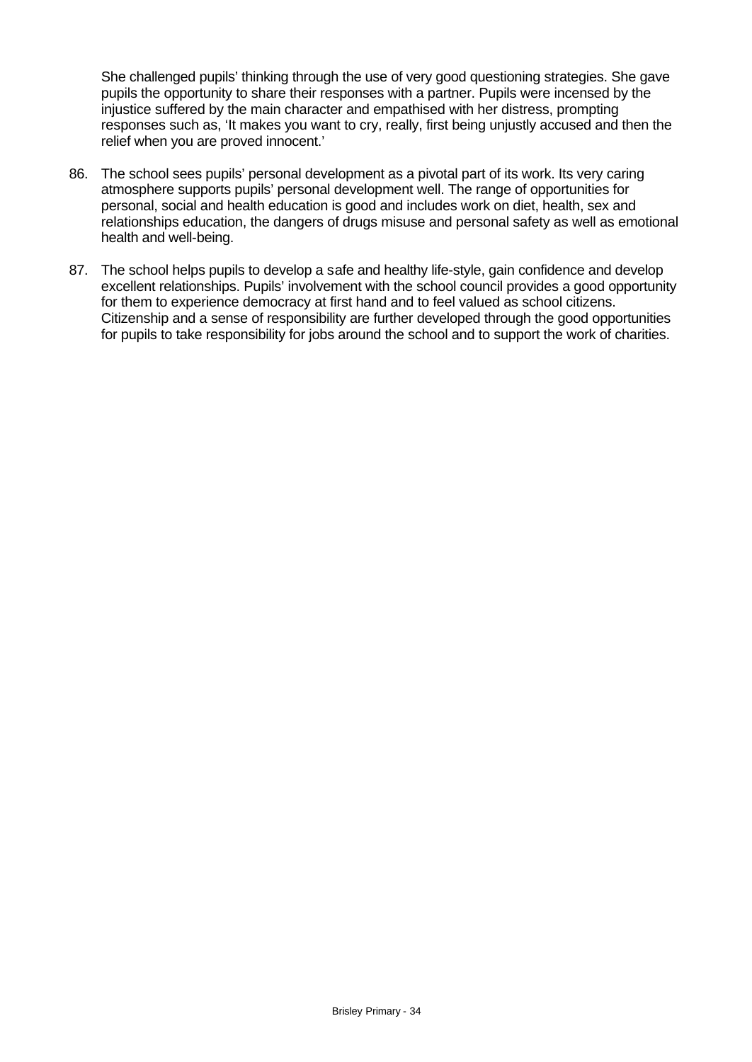She challenged pupils' thinking through the use of very good questioning strategies. She gave pupils the opportunity to share their responses with a partner. Pupils were incensed by the injustice suffered by the main character and empathised with her distress, prompting responses such as, 'It makes you want to cry, really, first being unjustly accused and then the relief when you are proved innocent.'

86. The school sees pupils' personal development as a pivotal part of its work. Its very caring atmosphere supports pupils' personal development well. The range of opportunities for personal, social and health education is good and includes work on diet, health, sex and relationships education, the dangers of drugs misuse and personal safety as well as emotional health and well-being.

87. The school helps pupils to develop a safe and healthy life-style, gain confidence and develop excellent relationships. Pupils' involvement with the school council provides a good opportunity for them to experience democracy at first hand and to feel valued as school citizens. Citizenship and a sense of responsibility are further developed through the good opportunities for pupils to take responsibility for jobs around the school and to support the work of charities.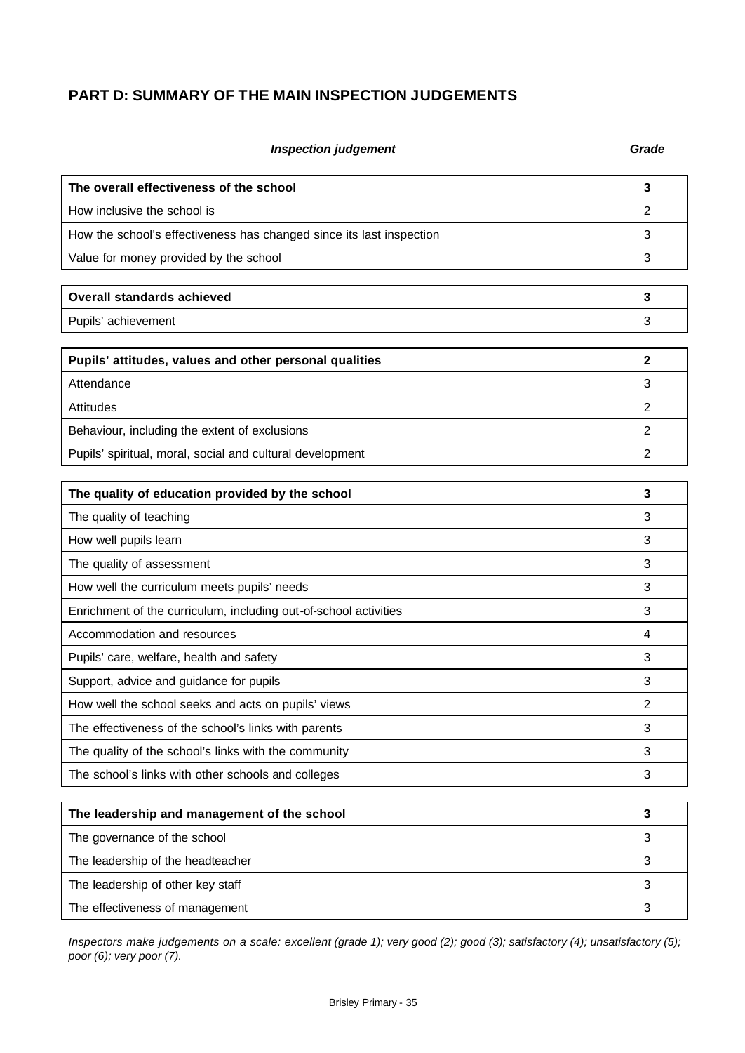## PART D: SUMMARY OF THE MAIN INSPECTION JUDGEMENTS

| *Inspection judgement* | *Grade* |
|---|---|
| **The overall effectiveness of the school** | **3** |
| How inclusive the school is | 2 |
| How the school's effectiveness has changed since its last inspection | 3 |
| Value for money provided by the school | 3 |
| **Overall standards achieved** | **3** |
| Pupils' achievement | 3 |
| **Pupils' attitudes, values and other personal qualities** | **2** |
| Attendance | 3 |
| Attitudes | 2 |
| Behaviour, including the extent of exclusions | 2 |
| Pupils' spiritual, moral, social and cultural development | 2 |
| **The quality of education provided by the school** | **3** |
| The quality of teaching | 3 |
| How well pupils learn | 3 |
| The quality of assessment | 3 |
| How well the curriculum meets pupils' needs | 3 |
| Enrichment of the curriculum, including out-of-school activities | 3 |
| Accommodation and resources | 4 |
| Pupils' care, welfare, health and safety | 3 |
| Support, advice and guidance for pupils | 3 |
| How well the school seeks and acts on pupils' views | 2 |
| The effectiveness of the school's links with parents | 3 |
| The quality of the school's links with the community | 3 |
| The school's links with other schools and colleges | 3 |
| **The leadership and management of the school** | **3** |
| The governance of the school | 3 |
| The leadership of the headteacher | 3 |
| The leadership of other key staff | 3 |
| The effectiveness of management | 3 |

*Inspectors make judgements on a scale: excellent (grade 1); very good (2); good (3); satisfactory (4); unsatisfactory (5); poor (6); very poor (7).*